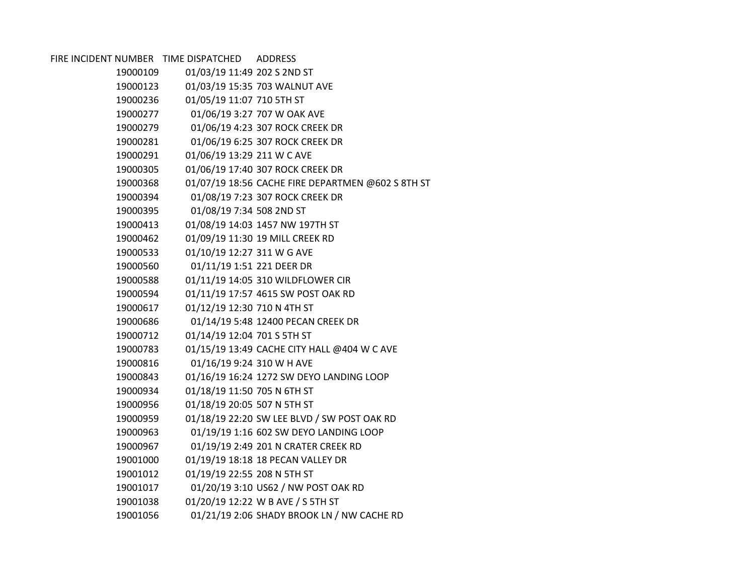| FIRE INCIDENT NUMBER | TIME DISPATCHED | ADDRESS |
|---|---|---|
| 19000109 | 01/03/19 11:49 | 202 S 2ND ST |
| 19000123 | 01/03/19 15:35 | 703 WALNUT AVE |
| 19000236 | 01/05/19 11:07 | 710 5TH ST |
| 19000277 | 01/06/19 3:27 | 707 W OAK AVE |
| 19000279 | 01/06/19 4:23 | 307 ROCK CREEK DR |
| 19000281 | 01/06/19 6:25 | 307 ROCK CREEK DR |
| 19000291 | 01/06/19 13:29 | 211 W C AVE |
| 19000305 | 01/06/19 17:40 | 307 ROCK CREEK DR |
| 19000368 | 01/07/19 18:56 | CACHE FIRE DEPARTMEN @602 S 8TH ST |
| 19000394 | 01/08/19 7:23 | 307 ROCK CREEK DR |
| 19000395 | 01/08/19 7:34 | 508 2ND ST |
| 19000413 | 01/08/19 14:03 | 1457 NW 197TH ST |
| 19000462 | 01/09/19 11:30 | 19 MILL CREEK RD |
| 19000533 | 01/10/19 12:27 | 311 W G AVE |
| 19000560 | 01/11/19 1:51 | 221 DEER DR |
| 19000588 | 01/11/19 14:05 | 310 WILDFLOWER CIR |
| 19000594 | 01/11/19 17:57 | 4615 SW POST OAK RD |
| 19000617 | 01/12/19 12:30 | 710 N 4TH ST |
| 19000686 | 01/14/19 5:48 | 12400 PECAN CREEK DR |
| 19000712 | 01/14/19 12:04 | 701 S 5TH ST |
| 19000783 | 01/15/19 13:49 | CACHE CITY HALL @404 W C AVE |
| 19000816 | 01/16/19 9:24 | 310 W H AVE |
| 19000843 | 01/16/19 16:24 | 1272 SW DEYO LANDING LOOP |
| 19000934 | 01/18/19 11:50 | 705 N 6TH ST |
| 19000956 | 01/18/19 20:05 | 507 N 5TH ST |
| 19000959 | 01/18/19 22:20 | SW LEE BLVD / SW POST OAK RD |
| 19000963 | 01/19/19 1:16 | 602 SW DEYO LANDING LOOP |
| 19000967 | 01/19/19 2:49 | 201 N CRATER CREEK RD |
| 19001000 | 01/19/19 18:18 | 18 PECAN VALLEY DR |
| 19001012 | 01/19/19 22:55 | 208 N 5TH ST |
| 19001017 | 01/20/19 3:10 | US62 / NW POST OAK RD |
| 19001038 | 01/20/19 12:22 | W B AVE / S 5TH ST |
| 19001056 | 01/21/19 2:06 | SHADY BROOK LN / NW CACHE RD |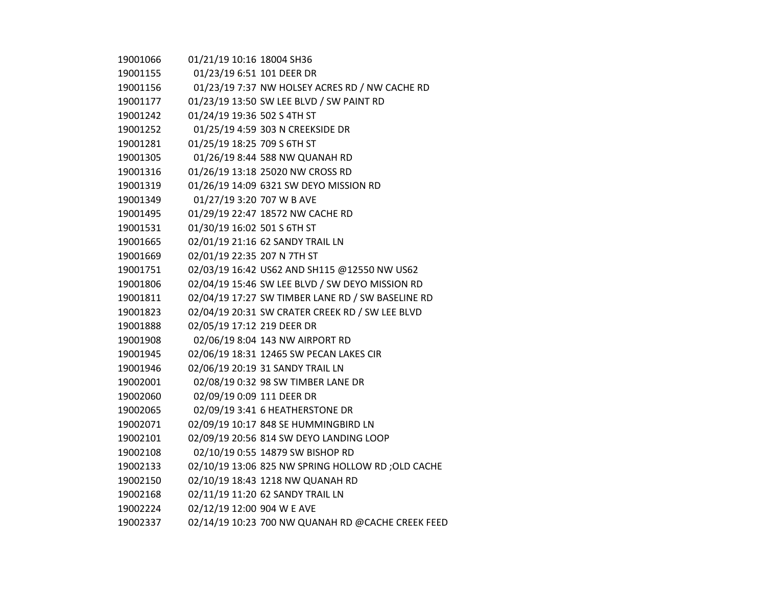| | | |
|---|---|---|
| 19001066 | 01/21/19 10:16 | 18004 SH36 |
| 19001155 | 01/23/19 6:51 | 101 DEER DR |
| 19001156 | 01/23/19 7:37 | NW HOLSEY ACRES RD / NW CACHE RD |
| 19001177 | 01/23/19 13:50 | SW LEE BLVD / SW PAINT RD |
| 19001242 | 01/24/19 19:36 | 502 S 4TH ST |
| 19001252 | 01/25/19 4:59 | 303 N CREEKSIDE DR |
| 19001281 | 01/25/19 18:25 | 709 S 6TH ST |
| 19001305 | 01/26/19 8:44 | 588 NW QUANAH RD |
| 19001316 | 01/26/19 13:18 | 25020 NW CROSS RD |
| 19001319 | 01/26/19 14:09 | 6321 SW DEYO MISSION RD |
| 19001349 | 01/27/19 3:20 | 707 W B AVE |
| 19001495 | 01/29/19 22:47 | 18572 NW CACHE RD |
| 19001531 | 01/30/19 16:02 | 501 S 6TH ST |
| 19001665 | 02/01/19 21:16 | 62 SANDY TRAIL LN |
| 19001669 | 02/01/19 22:35 | 207 N 7TH ST |
| 19001751 | 02/03/19 16:42 | US62 AND SH115 @12550 NW US62 |
| 19001806 | 02/04/19 15:46 | SW LEE BLVD / SW DEYO MISSION RD |
| 19001811 | 02/04/19 17:27 | SW TIMBER LANE RD / SW BASELINE RD |
| 19001823 | 02/04/19 20:31 | SW CRATER CREEK RD / SW LEE BLVD |
| 19001888 | 02/05/19 17:12 | 219 DEER DR |
| 19001908 | 02/06/19 8:04 | 143 NW AIRPORT RD |
| 19001945 | 02/06/19 18:31 | 12465 SW PECAN LAKES CIR |
| 19001946 | 02/06/19 20:19 | 31 SANDY TRAIL LN |
| 19002001 | 02/08/19 0:32 | 98 SW TIMBER LANE DR |
| 19002060 | 02/09/19 0:09 | 111 DEER DR |
| 19002065 | 02/09/19 3:41 | 6 HEATHERSTONE DR |
| 19002071 | 02/09/19 10:17 | 848 SE HUMMINGBIRD LN |
| 19002101 | 02/09/19 20:56 | 814 SW DEYO LANDING LOOP |
| 19002108 | 02/10/19 0:55 | 14879 SW BISHOP RD |
| 19002133 | 02/10/19 13:06 | 825 NW SPRING HOLLOW RD ;OLD CACHE |
| 19002150 | 02/10/19 18:43 | 1218 NW QUANAH RD |
| 19002168 | 02/11/19 11:20 | 62 SANDY TRAIL LN |
| 19002224 | 02/12/19 12:00 | 904 W E AVE |
| 19002337 | 02/14/19 10:23 | 700 NW QUANAH RD @CACHE CREEK FEED |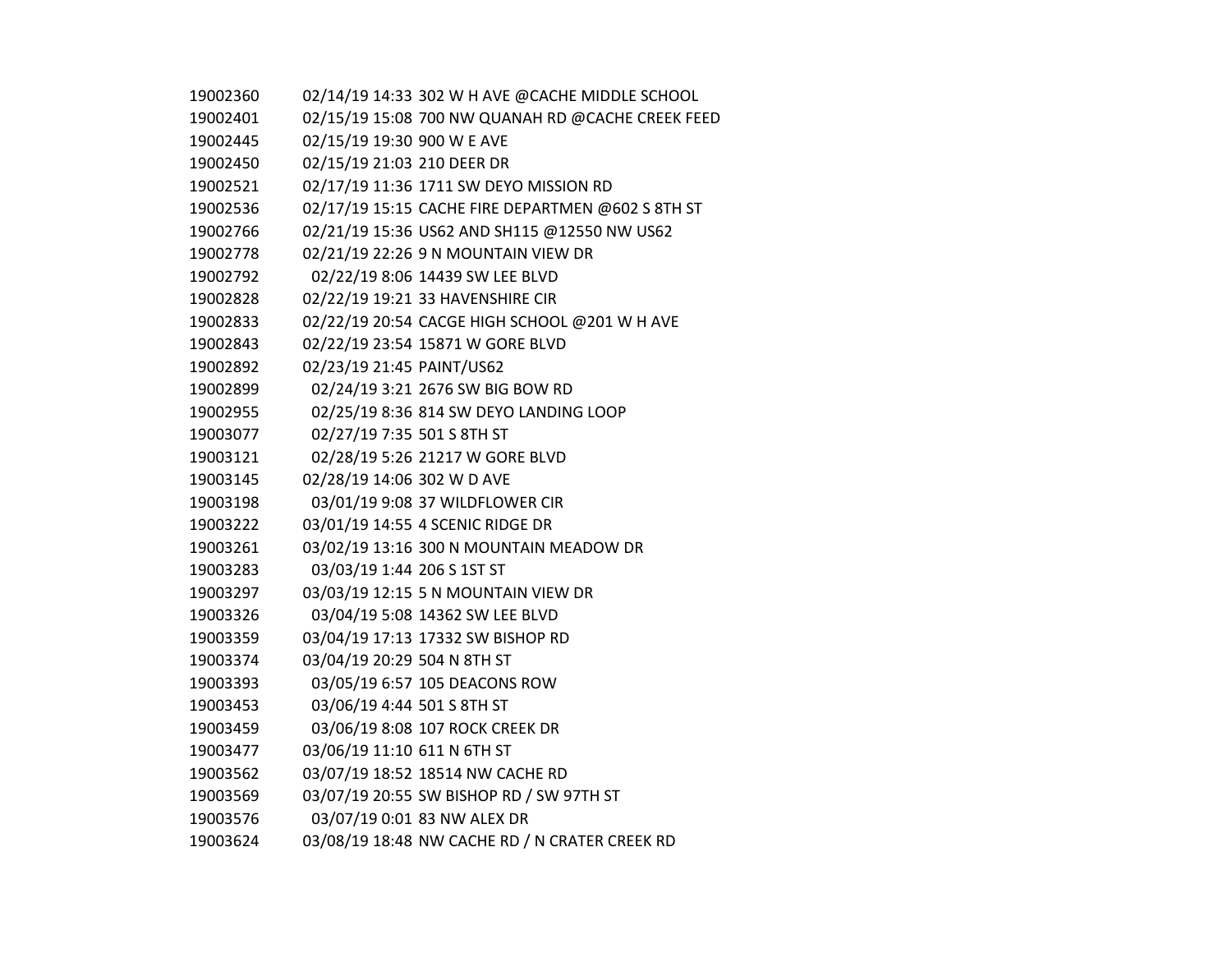| | | |
|---|---|---|
| 19002360 | 02/14/19 14:33 | 302 W H AVE @CACHE MIDDLE SCHOOL |
| 19002401 | 02/15/19 15:08 | 700 NW QUANAH RD @CACHE CREEK FEED |
| 19002445 | 02/15/19 19:30 | 900 W E AVE |
| 19002450 | 02/15/19 21:03 | 210 DEER DR |
| 19002521 | 02/17/19 11:36 | 1711 SW DEYO MISSION RD |
| 19002536 | 02/17/19 15:15 | CACHE FIRE DEPARTMEN @602 S 8TH ST |
| 19002766 | 02/21/19 15:36 | US62 AND SH115 @12550 NW US62 |
| 19002778 | 02/21/19 22:26 | 9 N MOUNTAIN VIEW DR |
| 19002792 | 02/22/19 8:06 | 14439 SW LEE BLVD |
| 19002828 | 02/22/19 19:21 | 33 HAVENSHIRE CIR |
| 19002833 | 02/22/19 20:54 | CACGE HIGH SCHOOL @201 W H AVE |
| 19002843 | 02/22/19 23:54 | 15871 W GORE BLVD |
| 19002892 | 02/23/19 21:45 | PAINT/US62 |
| 19002899 | 02/24/19 3:21 | 2676 SW BIG BOW RD |
| 19002955 | 02/25/19 8:36 | 814 SW DEYO LANDING LOOP |
| 19003077 | 02/27/19 7:35 | 501 S 8TH ST |
| 19003121 | 02/28/19 5:26 | 21217 W GORE BLVD |
| 19003145 | 02/28/19 14:06 | 302 W D AVE |
| 19003198 | 03/01/19 9:08 | 37 WILDFLOWER CIR |
| 19003222 | 03/01/19 14:55 | 4 SCENIC RIDGE DR |
| 19003261 | 03/02/19 13:16 | 300 N MOUNTAIN MEADOW DR |
| 19003283 | 03/03/19 1:44 | 206 S 1ST ST |
| 19003297 | 03/03/19 12:15 | 5 N MOUNTAIN VIEW DR |
| 19003326 | 03/04/19 5:08 | 14362 SW LEE BLVD |
| 19003359 | 03/04/19 17:13 | 17332 SW BISHOP RD |
| 19003374 | 03/04/19 20:29 | 504 N 8TH ST |
| 19003393 | 03/05/19 6:57 | 105 DEACONS ROW |
| 19003453 | 03/06/19 4:44 | 501 S 8TH ST |
| 19003459 | 03/06/19 8:08 | 107 ROCK CREEK DR |
| 19003477 | 03/06/19 11:10 | 611 N 6TH ST |
| 19003562 | 03/07/19 18:52 | 18514 NW CACHE RD |
| 19003569 | 03/07/19 20:55 | SW BISHOP RD / SW 97TH ST |
| 19003576 | 03/07/19 0:01 | 83 NW ALEX DR |
| 19003624 | 03/08/19 18:48 | NW CACHE RD / N CRATER CREEK RD |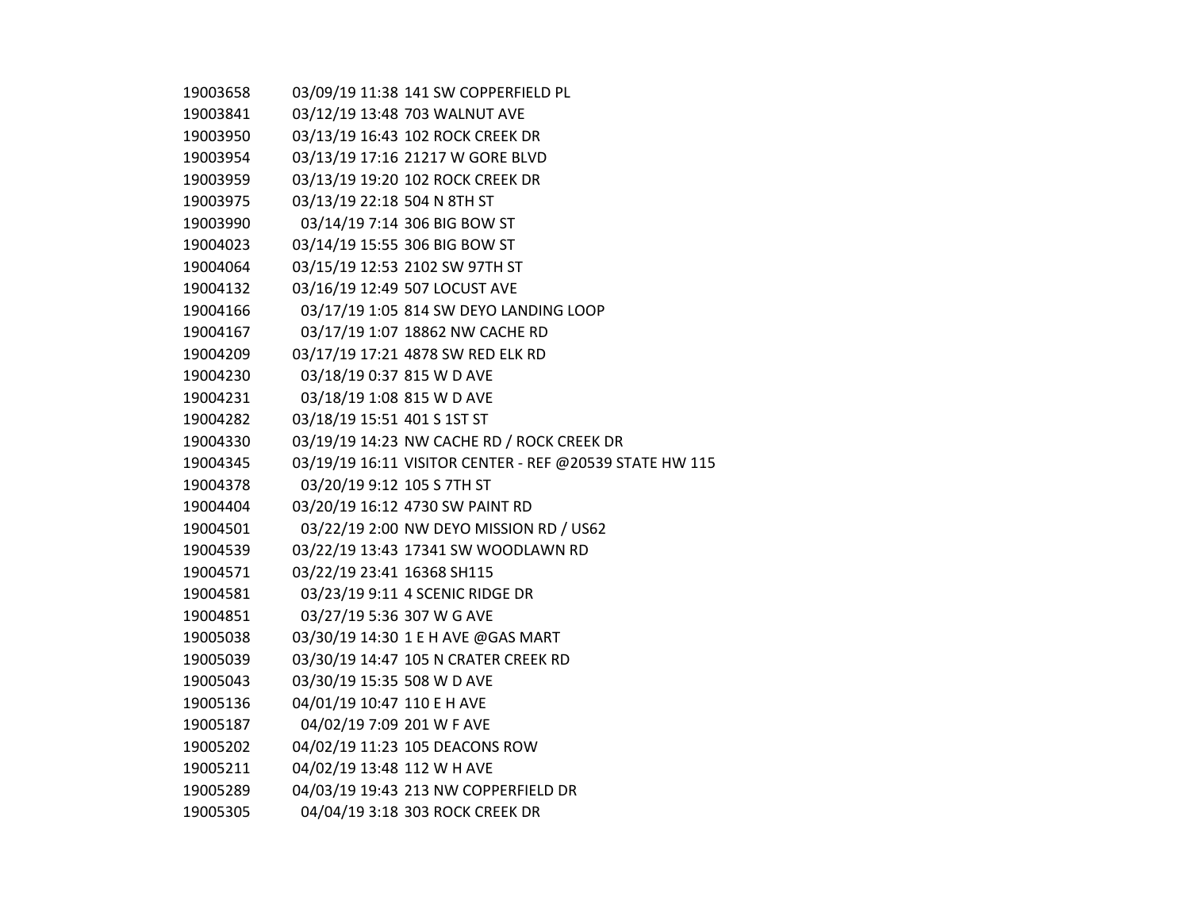| | | |
|---|---|---|
| 19003658 | 03/09/19 11:38 | 141 SW COPPERFIELD PL |
| 19003841 | 03/12/19 13:48 | 703 WALNUT AVE |
| 19003950 | 03/13/19 16:43 | 102 ROCK CREEK DR |
| 19003954 | 03/13/19 17:16 | 21217 W GORE BLVD |
| 19003959 | 03/13/19 19:20 | 102 ROCK CREEK DR |
| 19003975 | 03/13/19 22:18 | 504 N 8TH ST |
| 19003990 | 03/14/19 7:14 | 306 BIG BOW ST |
| 19004023 | 03/14/19 15:55 | 306 BIG BOW ST |
| 19004064 | 03/15/19 12:53 | 2102 SW 97TH ST |
| 19004132 | 03/16/19 12:49 | 507 LOCUST AVE |
| 19004166 | 03/17/19 1:05 | 814 SW DEYO LANDING LOOP |
| 19004167 | 03/17/19 1:07 | 18862 NW CACHE RD |
| 19004209 | 03/17/19 17:21 | 4878 SW RED ELK RD |
| 19004230 | 03/18/19 0:37 | 815 W D AVE |
| 19004231 | 03/18/19 1:08 | 815 W D AVE |
| 19004282 | 03/18/19 15:51 | 401 S 1ST ST |
| 19004330 | 03/19/19 14:23 | NW CACHE RD / ROCK CREEK DR |
| 19004345 | 03/19/19 16:11 | VISITOR CENTER - REF @20539 STATE HW 115 |
| 19004378 | 03/20/19 9:12 | 105 S 7TH ST |
| 19004404 | 03/20/19 16:12 | 4730 SW PAINT RD |
| 19004501 | 03/22/19 2:00 | NW DEYO MISSION RD / US62 |
| 19004539 | 03/22/19 13:43 | 17341 SW WOODLAWN RD |
| 19004571 | 03/22/19 23:41 | 16368 SH115 |
| 19004581 | 03/23/19 9:11 | 4 SCENIC RIDGE DR |
| 19004851 | 03/27/19 5:36 | 307 W G AVE |
| 19005038 | 03/30/19 14:30 | 1 E H AVE @GAS MART |
| 19005039 | 03/30/19 14:47 | 105 N CRATER CREEK RD |
| 19005043 | 03/30/19 15:35 | 508 W D AVE |
| 19005136 | 04/01/19 10:47 | 110 E H AVE |
| 19005187 | 04/02/19 7:09 | 201 W F AVE |
| 19005202 | 04/02/19 11:23 | 105 DEACONS ROW |
| 19005211 | 04/02/19 13:48 | 112 W H AVE |
| 19005289 | 04/03/19 19:43 | 213 NW COPPERFIELD DR |
| 19005305 | 04/04/19 3:18 | 303 ROCK CREEK DR |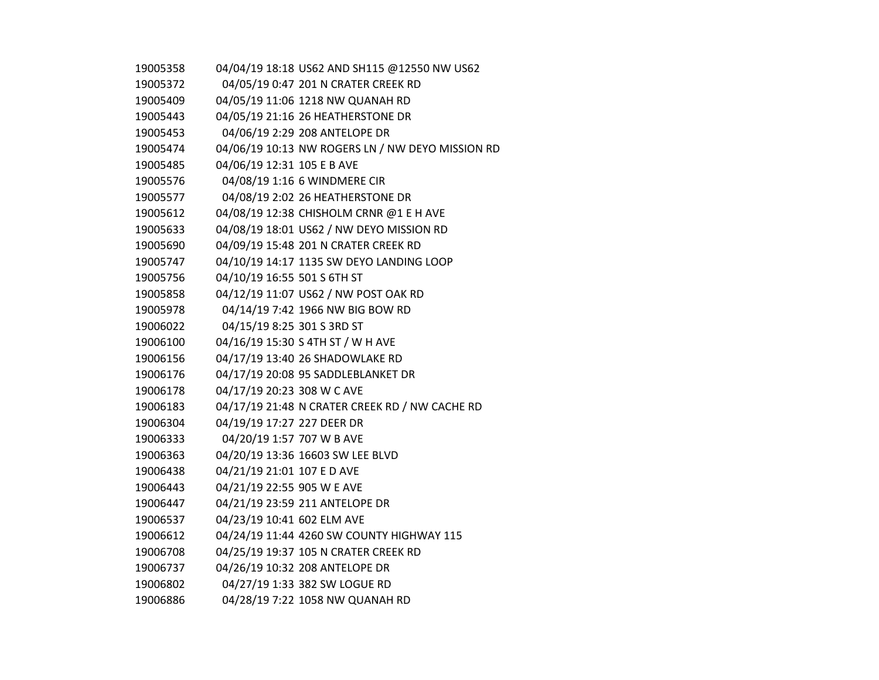| | | |
|---|---|---|
| 19005358 | 04/04/19 18:18 | US62 AND SH115 @12550 NW US62 |
| 19005372 | 04/05/19 0:47 | 201 N CRATER CREEK RD |
| 19005409 | 04/05/19 11:06 | 1218 NW QUANAH RD |
| 19005443 | 04/05/19 21:16 | 26 HEATHERSTONE DR |
| 19005453 | 04/06/19 2:29 | 208 ANTELOPE DR |
| 19005474 | 04/06/19 10:13 | NW ROGERS LN / NW DEYO MISSION RD |
| 19005485 | 04/06/19 12:31 | 105 E B AVE |
| 19005576 | 04/08/19 1:16 | 6 WINDMERE CIR |
| 19005577 | 04/08/19 2:02 | 26 HEATHERSTONE DR |
| 19005612 | 04/08/19 12:38 | CHISHOLM CRNR @1 E H AVE |
| 19005633 | 04/08/19 18:01 | US62 / NW DEYO MISSION RD |
| 19005690 | 04/09/19 15:48 | 201 N CRATER CREEK RD |
| 19005747 | 04/10/19 14:17 | 1135 SW DEYO LANDING LOOP |
| 19005756 | 04/10/19 16:55 | 501 S 6TH ST |
| 19005858 | 04/12/19 11:07 | US62 / NW POST OAK RD |
| 19005978 | 04/14/19 7:42 | 1966 NW BIG BOW RD |
| 19006022 | 04/15/19 8:25 | 301 S 3RD ST |
| 19006100 | 04/16/19 15:30 | S 4TH ST / W H AVE |
| 19006156 | 04/17/19 13:40 | 26 SHADOWLAKE RD |
| 19006176 | 04/17/19 20:08 | 95 SADDLEBLANKET DR |
| 19006178 | 04/17/19 20:23 | 308 W C AVE |
| 19006183 | 04/17/19 21:48 | N CRATER CREEK RD / NW CACHE RD |
| 19006304 | 04/19/19 17:27 | 227 DEER DR |
| 19006333 | 04/20/19 1:57 | 707 W B AVE |
| 19006363 | 04/20/19 13:36 | 16603 SW LEE BLVD |
| 19006438 | 04/21/19 21:01 | 107 E D AVE |
| 19006443 | 04/21/19 22:55 | 905 W E AVE |
| 19006447 | 04/21/19 23:59 | 211 ANTELOPE DR |
| 19006537 | 04/23/19 10:41 | 602 ELM AVE |
| 19006612 | 04/24/19 11:44 | 4260 SW COUNTY HIGHWAY 115 |
| 19006708 | 04/25/19 19:37 | 105 N CRATER CREEK RD |
| 19006737 | 04/26/19 10:32 | 208 ANTELOPE DR |
| 19006802 | 04/27/19 1:33 | 382 SW LOGUE RD |
| 19006886 | 04/28/19 7:22 | 1058 NW QUANAH RD |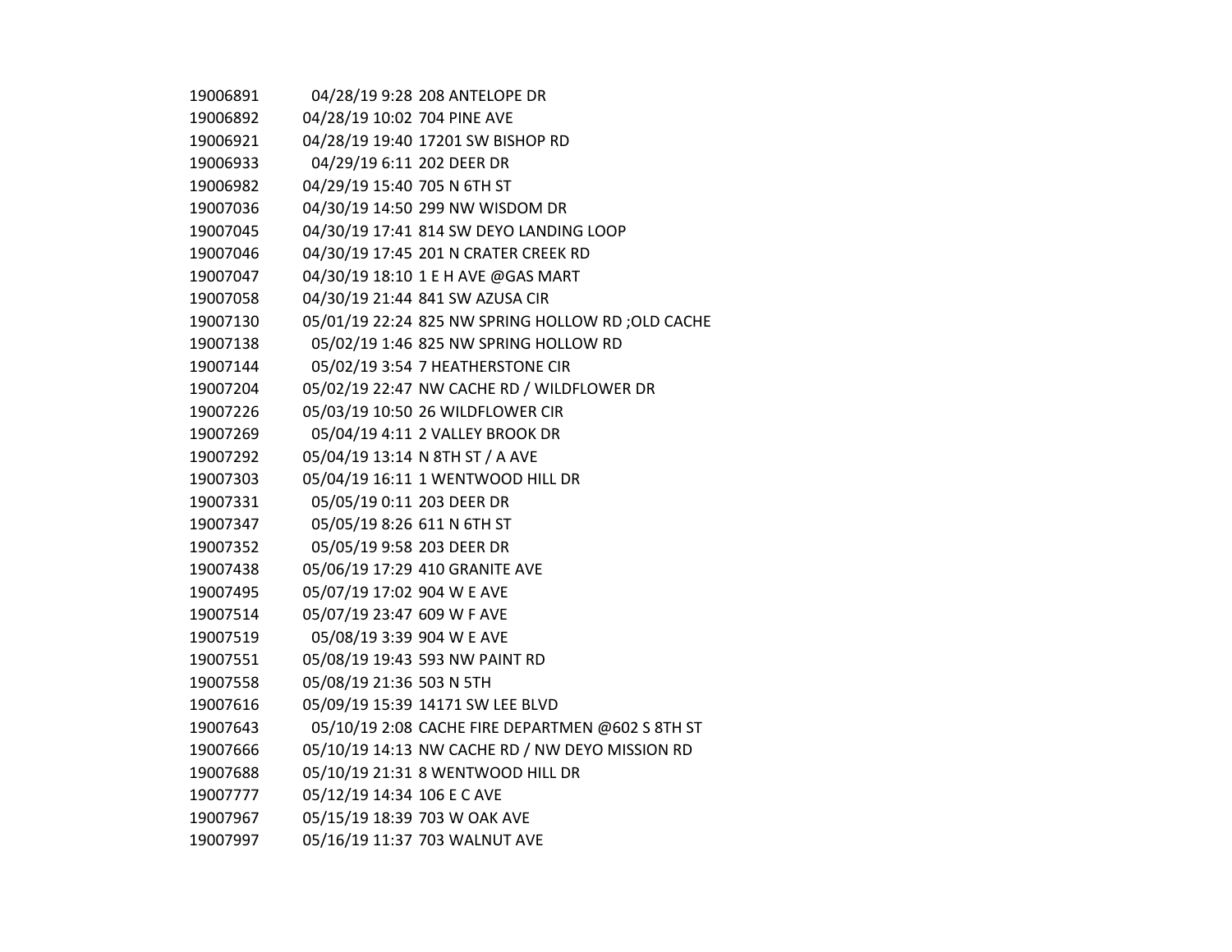| | | |
|---|---|---|
| 19006891 | 04/28/19 9:28 | 208 ANTELOPE DR |
| 19006892 | 04/28/19 10:02 | 704 PINE AVE |
| 19006921 | 04/28/19 19:40 | 17201 SW BISHOP RD |
| 19006933 | 04/29/19 6:11 | 202 DEER DR |
| 19006982 | 04/29/19 15:40 | 705 N 6TH ST |
| 19007036 | 04/30/19 14:50 | 299 NW WISDOM DR |
| 19007045 | 04/30/19 17:41 | 814 SW DEYO LANDING LOOP |
| 19007046 | 04/30/19 17:45 | 201 N CRATER CREEK RD |
| 19007047 | 04/30/19 18:10 | 1 E H AVE @GAS MART |
| 19007058 | 04/30/19 21:44 | 841 SW AZUSA CIR |
| 19007130 | 05/01/19 22:24 | 825 NW SPRING HOLLOW RD ;OLD CACHE |
| 19007138 | 05/02/19 1:46 | 825 NW SPRING HOLLOW RD |
| 19007144 | 05/02/19 3:54 | 7 HEATHERSTONE CIR |
| 19007204 | 05/02/19 22:47 | NW CACHE RD / WILDFLOWER DR |
| 19007226 | 05/03/19 10:50 | 26 WILDFLOWER CIR |
| 19007269 | 05/04/19 4:11 | 2 VALLEY BROOK DR |
| 19007292 | 05/04/19 13:14 | N 8TH ST / A AVE |
| 19007303 | 05/04/19 16:11 | 1 WENTWOOD HILL DR |
| 19007331 | 05/05/19 0:11 | 203 DEER DR |
| 19007347 | 05/05/19 8:26 | 611 N 6TH ST |
| 19007352 | 05/05/19 9:58 | 203 DEER DR |
| 19007438 | 05/06/19 17:29 | 410 GRANITE AVE |
| 19007495 | 05/07/19 17:02 | 904 W E AVE |
| 19007514 | 05/07/19 23:47 | 609 W F AVE |
| 19007519 | 05/08/19 3:39 | 904 W E AVE |
| 19007551 | 05/08/19 19:43 | 593 NW PAINT RD |
| 19007558 | 05/08/19 21:36 | 503 N 5TH |
| 19007616 | 05/09/19 15:39 | 14171 SW LEE BLVD |
| 19007643 | 05/10/19 2:08 | CACHE FIRE DEPARTMEN @602 S 8TH ST |
| 19007666 | 05/10/19 14:13 | NW CACHE RD / NW DEYO MISSION RD |
| 19007688 | 05/10/19 21:31 | 8 WENTWOOD HILL DR |
| 19007777 | 05/12/19 14:34 | 106 E C AVE |
| 19007967 | 05/15/19 18:39 | 703 W OAK AVE |
| 19007997 | 05/16/19 11:37 | 703 WALNUT AVE |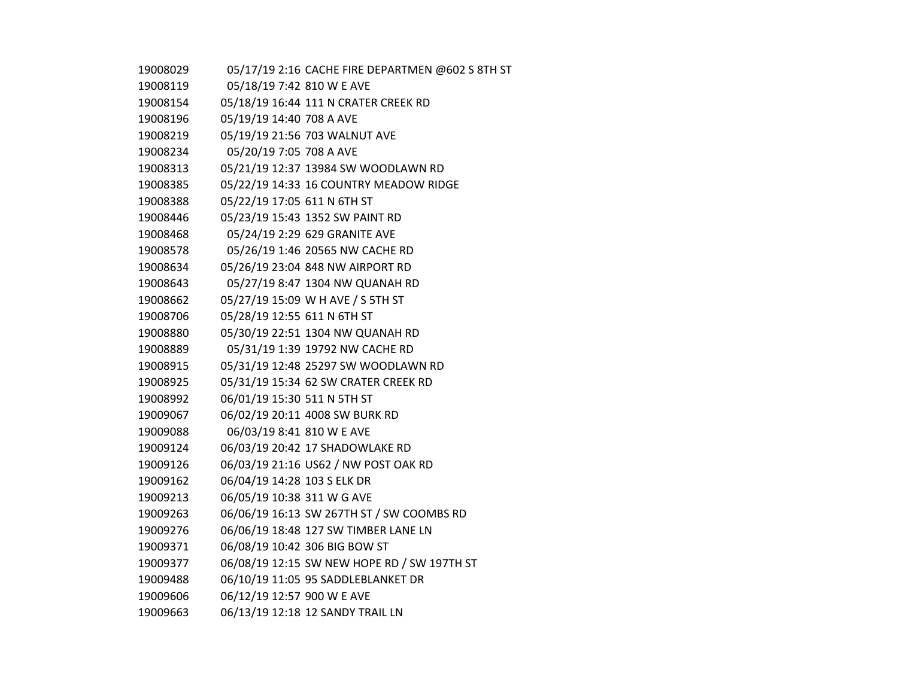| | | |
|---|---|---|
| 19008029 | 05/17/19 2:16 | CACHE FIRE DEPARTMEN @602 S 8TH ST |
| 19008119 | 05/18/19 7:42 | 810 W E AVE |
| 19008154 | 05/18/19 16:44 | 111 N CRATER CREEK RD |
| 19008196 | 05/19/19 14:40 | 708 A AVE |
| 19008219 | 05/19/19 21:56 | 703 WALNUT AVE |
| 19008234 | 05/20/19 7:05 | 708 A AVE |
| 19008313 | 05/21/19 12:37 | 13984 SW WOODLAWN RD |
| 19008385 | 05/22/19 14:33 | 16 COUNTRY MEADOW RIDGE |
| 19008388 | 05/22/19 17:05 | 611 N 6TH ST |
| 19008446 | 05/23/19 15:43 | 1352 SW PAINT RD |
| 19008468 | 05/24/19 2:29 | 629 GRANITE AVE |
| 19008578 | 05/26/19 1:46 | 20565 NW CACHE RD |
| 19008634 | 05/26/19 23:04 | 848 NW AIRPORT RD |
| 19008643 | 05/27/19 8:47 | 1304 NW QUANAH RD |
| 19008662 | 05/27/19 15:09 | W H AVE / S 5TH ST |
| 19008706 | 05/28/19 12:55 | 611 N 6TH ST |
| 19008880 | 05/30/19 22:51 | 1304 NW QUANAH RD |
| 19008889 | 05/31/19 1:39 | 19792 NW CACHE RD |
| 19008915 | 05/31/19 12:48 | 25297 SW WOODLAWN RD |
| 19008925 | 05/31/19 15:34 | 62 SW CRATER CREEK RD |
| 19008992 | 06/01/19 15:30 | 511 N 5TH ST |
| 19009067 | 06/02/19 20:11 | 4008 SW BURK RD |
| 19009088 | 06/03/19 8:41 | 810 W E AVE |
| 19009124 | 06/03/19 20:42 | 17 SHADOWLAKE RD |
| 19009126 | 06/03/19 21:16 | US62 / NW POST OAK RD |
| 19009162 | 06/04/19 14:28 | 103 S ELK DR |
| 19009213 | 06/05/19 10:38 | 311 W G AVE |
| 19009263 | 06/06/19 16:13 | SW 267TH ST / SW COOMBS RD |
| 19009276 | 06/06/19 18:48 | 127 SW TIMBER LANE LN |
| 19009371 | 06/08/19 10:42 | 306 BIG BOW ST |
| 19009377 | 06/08/19 12:15 | SW NEW HOPE RD / SW 197TH ST |
| 19009488 | 06/10/19 11:05 | 95 SADDLEBLANKET DR |
| 19009606 | 06/12/19 12:57 | 900 W E AVE |
| 19009663 | 06/13/19 12:18 | 12 SANDY TRAIL LN |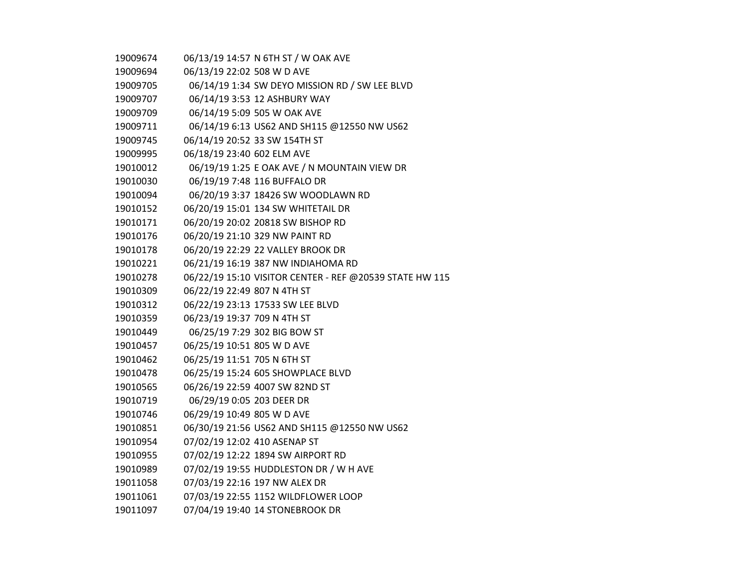| | | |
|---|---|---|
| 19009674 | 06/13/19 14:57 | N 6TH ST / W OAK AVE |
| 19009694 | 06/13/19 22:02 | 508 W D AVE |
| 19009705 | 06/14/19 1:34 | SW DEYO MISSION RD / SW LEE BLVD |
| 19009707 | 06/14/19 3:53 | 12 ASHBURY WAY |
| 19009709 | 06/14/19 5:09 | 505 W OAK AVE |
| 19009711 | 06/14/19 6:13 | US62 AND SH115 @12550 NW US62 |
| 19009745 | 06/14/19 20:52 | 33 SW 154TH ST |
| 19009995 | 06/18/19 23:40 | 602 ELM AVE |
| 19010012 | 06/19/19 1:25 | E OAK AVE / N MOUNTAIN VIEW DR |
| 19010030 | 06/19/19 7:48 | 116 BUFFALO DR |
| 19010094 | 06/20/19 3:37 | 18426 SW WOODLAWN RD |
| 19010152 | 06/20/19 15:01 | 134 SW WHITETAIL DR |
| 19010171 | 06/20/19 20:02 | 20818 SW BISHOP RD |
| 19010176 | 06/20/19 21:10 | 329 NW PAINT RD |
| 19010178 | 06/20/19 22:29 | 22 VALLEY BROOK DR |
| 19010221 | 06/21/19 16:19 | 387 NW INDIAHOMA RD |
| 19010278 | 06/22/19 15:10 | VISITOR CENTER - REF @20539 STATE HW 115 |
| 19010309 | 06/22/19 22:49 | 807 N 4TH ST |
| 19010312 | 06/22/19 23:13 | 17533 SW LEE BLVD |
| 19010359 | 06/23/19 19:37 | 709 N 4TH ST |
| 19010449 | 06/25/19 7:29 | 302 BIG BOW ST |
| 19010457 | 06/25/19 10:51 | 805 W D AVE |
| 19010462 | 06/25/19 11:51 | 705 N 6TH ST |
| 19010478 | 06/25/19 15:24 | 605 SHOWPLACE BLVD |
| 19010565 | 06/26/19 22:59 | 4007 SW 82ND ST |
| 19010719 | 06/29/19 0:05 | 203 DEER DR |
| 19010746 | 06/29/19 10:49 | 805 W D AVE |
| 19010851 | 06/30/19 21:56 | US62 AND SH115 @12550 NW US62 |
| 19010954 | 07/02/19 12:02 | 410 ASENAP ST |
| 19010955 | 07/02/19 12:22 | 1894 SW AIRPORT RD |
| 19010989 | 07/02/19 19:55 | HUDDLESTON DR / W H AVE |
| 19011058 | 07/03/19 22:16 | 197 NW ALEX DR |
| 19011061 | 07/03/19 22:55 | 1152 WILDFLOWER LOOP |
| 19011097 | 07/04/19 19:40 | 14 STONEBROOK DR |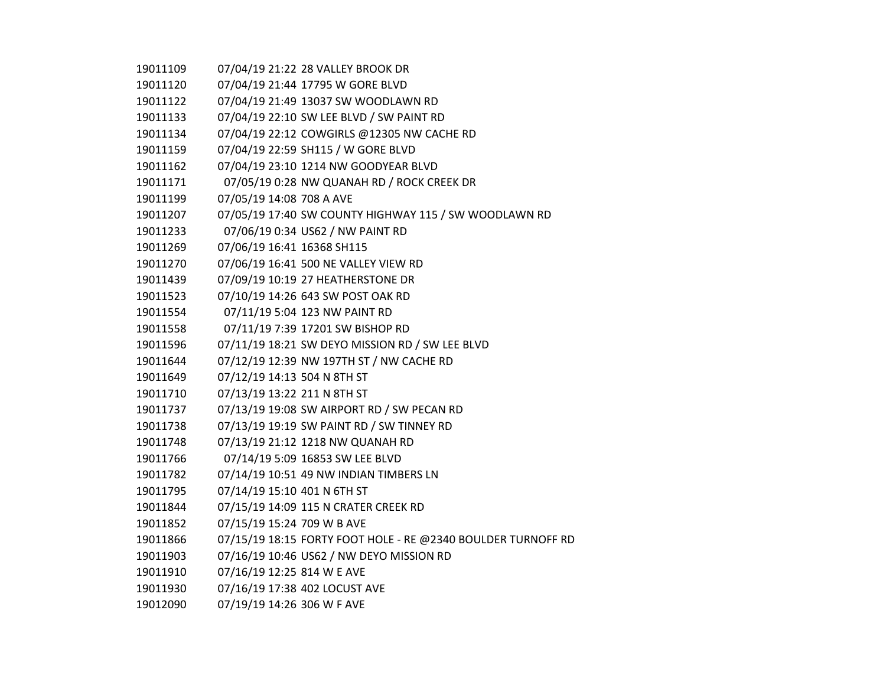| | | |
|---|---|---|
| 19011109 | 07/04/19 21:22 | 28 VALLEY BROOK DR |
| 19011120 | 07/04/19 21:44 | 17795 W GORE BLVD |
| 19011122 | 07/04/19 21:49 | 13037 SW WOODLAWN RD |
| 19011133 | 07/04/19 22:10 | SW LEE BLVD / SW PAINT RD |
| 19011134 | 07/04/19 22:12 | COWGIRLS @12305 NW CACHE RD |
| 19011159 | 07/04/19 22:59 | SH115 / W GORE BLVD |
| 19011162 | 07/04/19 23:10 | 1214 NW GOODYEAR BLVD |
| 19011171 | 07/05/19 0:28 | NW QUANAH RD / ROCK CREEK DR |
| 19011199 | 07/05/19 14:08 | 708 A AVE |
| 19011207 | 07/05/19 17:40 | SW COUNTY HIGHWAY 115 / SW WOODLAWN RD |
| 19011233 | 07/06/19 0:34 | US62 / NW PAINT RD |
| 19011269 | 07/06/19 16:41 | 16368 SH115 |
| 19011270 | 07/06/19 16:41 | 500 NE VALLEY VIEW RD |
| 19011439 | 07/09/19 10:19 | 27 HEATHERSTONE DR |
| 19011523 | 07/10/19 14:26 | 643 SW POST OAK RD |
| 19011554 | 07/11/19 5:04 | 123 NW PAINT RD |
| 19011558 | 07/11/19 7:39 | 17201 SW BISHOP RD |
| 19011596 | 07/11/19 18:21 | SW DEYO MISSION RD / SW LEE BLVD |
| 19011644 | 07/12/19 12:39 | NW 197TH ST / NW CACHE RD |
| 19011649 | 07/12/19 14:13 | 504 N 8TH ST |
| 19011710 | 07/13/19 13:22 | 211 N 8TH ST |
| 19011737 | 07/13/19 19:08 | SW AIRPORT RD / SW PECAN RD |
| 19011738 | 07/13/19 19:19 | SW PAINT RD / SW TINNEY RD |
| 19011748 | 07/13/19 21:12 | 1218 NW QUANAH RD |
| 19011766 | 07/14/19 5:09 | 16853 SW LEE BLVD |
| 19011782 | 07/14/19 10:51 | 49 NW INDIAN TIMBERS LN |
| 19011795 | 07/14/19 15:10 | 401 N 6TH ST |
| 19011844 | 07/15/19 14:09 | 115 N CRATER CREEK RD |
| 19011852 | 07/15/19 15:24 | 709 W B AVE |
| 19011866 | 07/15/19 18:15 | FORTY FOOT HOLE - RE @2340 BOULDER TURNOFF RD |
| 19011903 | 07/16/19 10:46 | US62 / NW DEYO MISSION RD |
| 19011910 | 07/16/19 12:25 | 814 W E AVE |
| 19011930 | 07/16/19 17:38 | 402 LOCUST AVE |
| 19012090 | 07/19/19 14:26 | 306 W F AVE |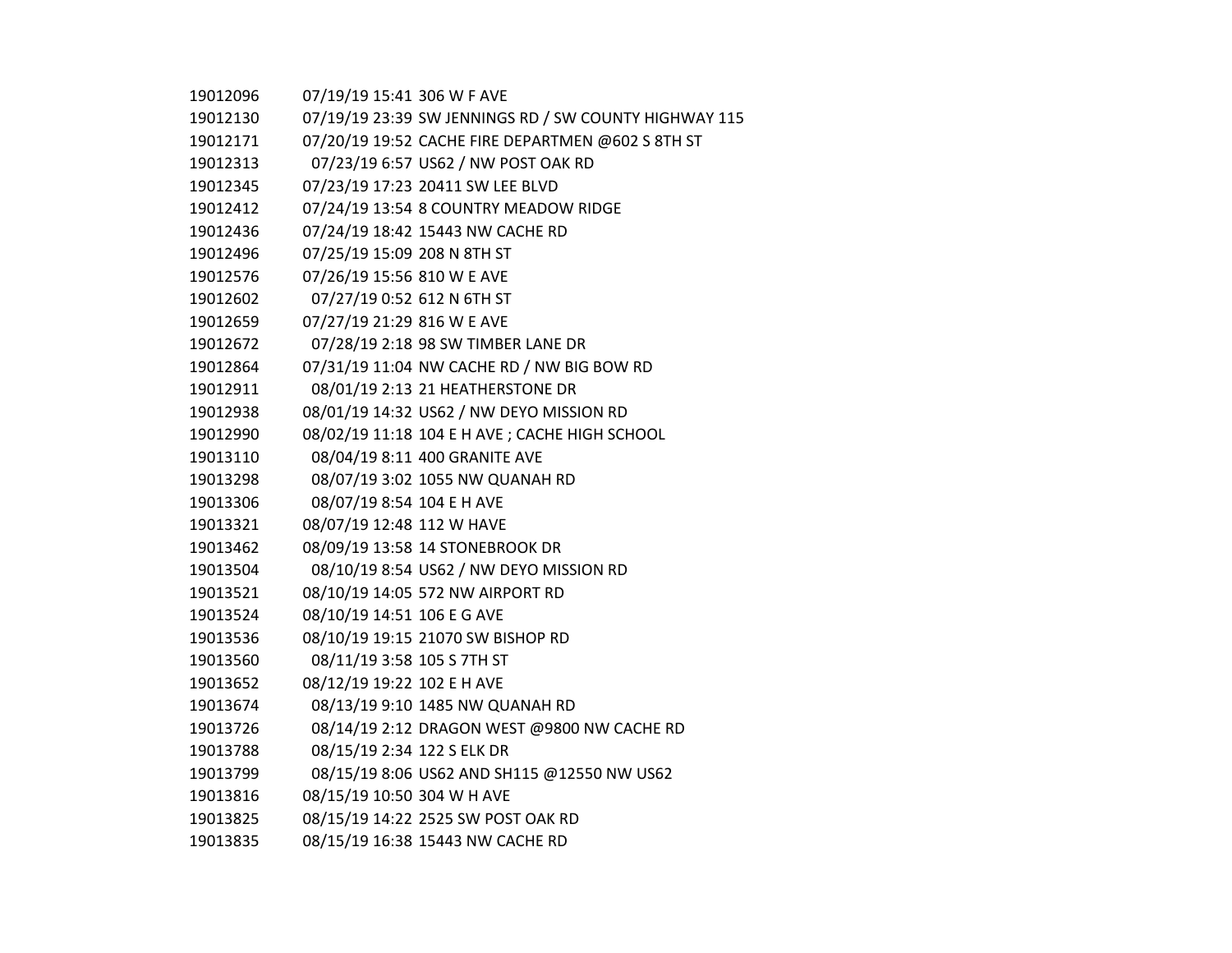| | | |
|---|---|---|
| 19012096 | 07/19/19 15:41 | 306 W F AVE |
| 19012130 | 07/19/19 23:39 | SW JENNINGS RD / SW COUNTY HIGHWAY 115 |
| 19012171 | 07/20/19 19:52 | CACHE FIRE DEPARTMEN @602 S 8TH ST |
| 19012313 | 07/23/19 6:57 | US62 / NW POST OAK RD |
| 19012345 | 07/23/19 17:23 | 20411 SW LEE BLVD |
| 19012412 | 07/24/19 13:54 | 8 COUNTRY MEADOW RIDGE |
| 19012436 | 07/24/19 18:42 | 15443 NW CACHE RD |
| 19012496 | 07/25/19 15:09 | 208 N 8TH ST |
| 19012576 | 07/26/19 15:56 | 810 W E AVE |
| 19012602 | 07/27/19 0:52 | 612 N 6TH ST |
| 19012659 | 07/27/19 21:29 | 816 W E AVE |
| 19012672 | 07/28/19 2:18 | 98 SW TIMBER LANE DR |
| 19012864 | 07/31/19 11:04 | NW CACHE RD / NW BIG BOW RD |
| 19012911 | 08/01/19 2:13 | 21 HEATHERSTONE DR |
| 19012938 | 08/01/19 14:32 | US62 / NW DEYO MISSION RD |
| 19012990 | 08/02/19 11:18 | 104 E H AVE ; CACHE HIGH SCHOOL |
| 19013110 | 08/04/19 8:11 | 400 GRANITE AVE |
| 19013298 | 08/07/19 3:02 | 1055 NW QUANAH RD |
| 19013306 | 08/07/19 8:54 | 104 E H AVE |
| 19013321 | 08/07/19 12:48 | 112 W HAVE |
| 19013462 | 08/09/19 13:58 | 14 STONEBROOK DR |
| 19013504 | 08/10/19 8:54 | US62 / NW DEYO MISSION RD |
| 19013521 | 08/10/19 14:05 | 572 NW AIRPORT RD |
| 19013524 | 08/10/19 14:51 | 106 E G AVE |
| 19013536 | 08/10/19 19:15 | 21070 SW BISHOP RD |
| 19013560 | 08/11/19 3:58 | 105 S 7TH ST |
| 19013652 | 08/12/19 19:22 | 102 E H AVE |
| 19013674 | 08/13/19 9:10 | 1485 NW QUANAH RD |
| 19013726 | 08/14/19 2:12 | DRAGON WEST @9800 NW CACHE RD |
| 19013788 | 08/15/19 2:34 | 122 S ELK DR |
| 19013799 | 08/15/19 8:06 | US62 AND SH115 @12550 NW US62 |
| 19013816 | 08/15/19 10:50 | 304 W H AVE |
| 19013825 | 08/15/19 14:22 | 2525 SW POST OAK RD |
| 19013835 | 08/15/19 16:38 | 15443 NW CACHE RD |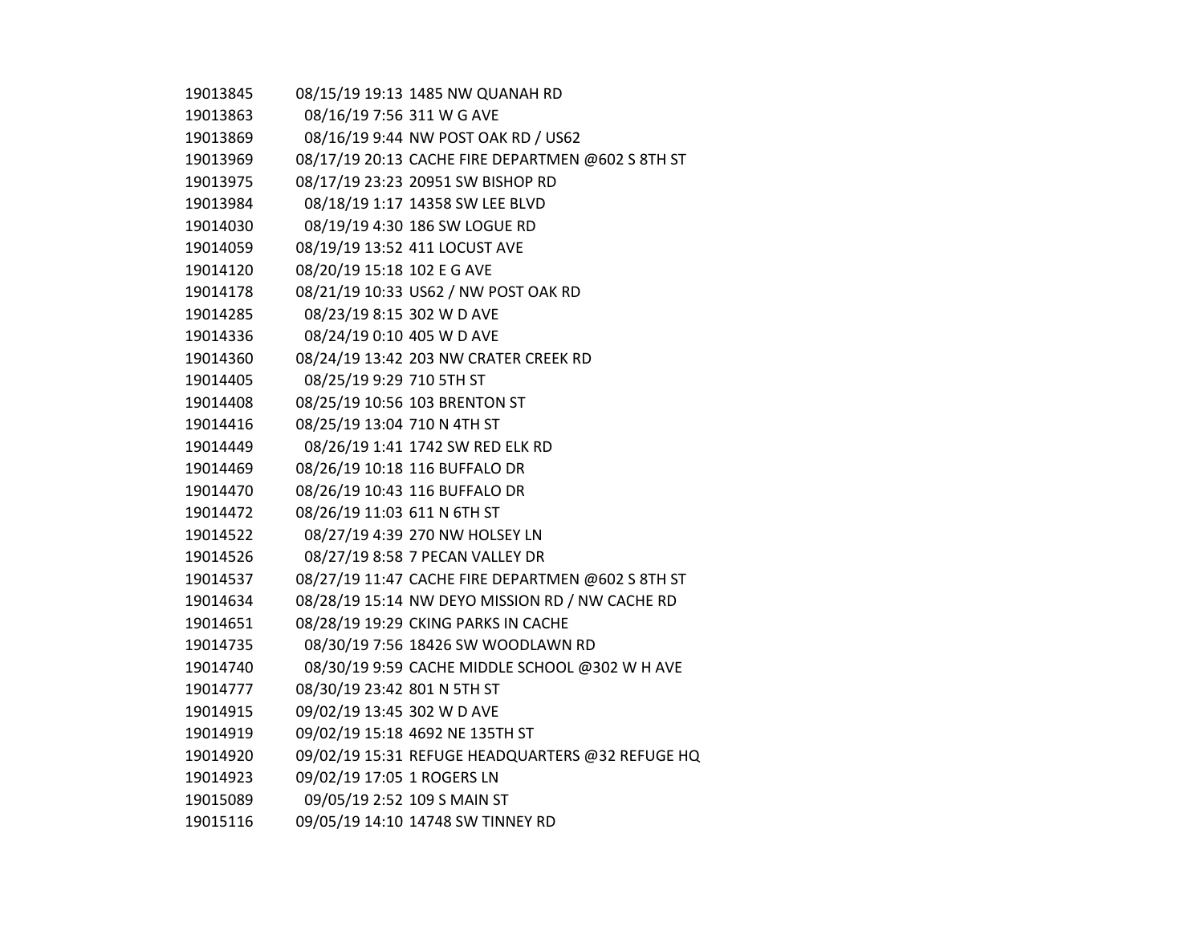| | | |
|---|---|---|
| 19013845 | 08/15/19 19:13 | 1485 NW QUANAH RD |
| 19013863 | 08/16/19 7:56 | 311 W G AVE |
| 19013869 | 08/16/19 9:44 | NW POST OAK RD / US62 |
| 19013969 | 08/17/19 20:13 | CACHE FIRE DEPARTMEN @602 S 8TH ST |
| 19013975 | 08/17/19 23:23 | 20951 SW BISHOP RD |
| 19013984 | 08/18/19 1:17 | 14358 SW LEE BLVD |
| 19014030 | 08/19/19 4:30 | 186 SW LOGUE RD |
| 19014059 | 08/19/19 13:52 | 411 LOCUST AVE |
| 19014120 | 08/20/19 15:18 | 102 E G AVE |
| 19014178 | 08/21/19 10:33 | US62 / NW POST OAK RD |
| 19014285 | 08/23/19 8:15 | 302 W D AVE |
| 19014336 | 08/24/19 0:10 | 405 W D AVE |
| 19014360 | 08/24/19 13:42 | 203 NW CRATER CREEK RD |
| 19014405 | 08/25/19 9:29 | 710 5TH ST |
| 19014408 | 08/25/19 10:56 | 103 BRENTON ST |
| 19014416 | 08/25/19 13:04 | 710 N 4TH ST |
| 19014449 | 08/26/19 1:41 | 1742 SW RED ELK RD |
| 19014469 | 08/26/19 10:18 | 116 BUFFALO DR |
| 19014470 | 08/26/19 10:43 | 116 BUFFALO DR |
| 19014472 | 08/26/19 11:03 | 611 N 6TH ST |
| 19014522 | 08/27/19 4:39 | 270 NW HOLSEY LN |
| 19014526 | 08/27/19 8:58 | 7 PECAN VALLEY DR |
| 19014537 | 08/27/19 11:47 | CACHE FIRE DEPARTMEN @602 S 8TH ST |
| 19014634 | 08/28/19 15:14 | NW DEYO MISSION RD / NW CACHE RD |
| 19014651 | 08/28/19 19:29 | CKING PARKS IN CACHE |
| 19014735 | 08/30/19 7:56 | 18426 SW WOODLAWN RD |
| 19014740 | 08/30/19 9:59 | CACHE MIDDLE SCHOOL @302 W H AVE |
| 19014777 | 08/30/19 23:42 | 801 N 5TH ST |
| 19014915 | 09/02/19 13:45 | 302 W D AVE |
| 19014919 | 09/02/19 15:18 | 4692 NE 135TH ST |
| 19014920 | 09/02/19 15:31 | REFUGE HEADQUARTERS @32 REFUGE HQ |
| 19014923 | 09/02/19 17:05 | 1 ROGERS LN |
| 19015089 | 09/05/19 2:52 | 109 S MAIN ST |
| 19015116 | 09/05/19 14:10 | 14748 SW TINNEY RD |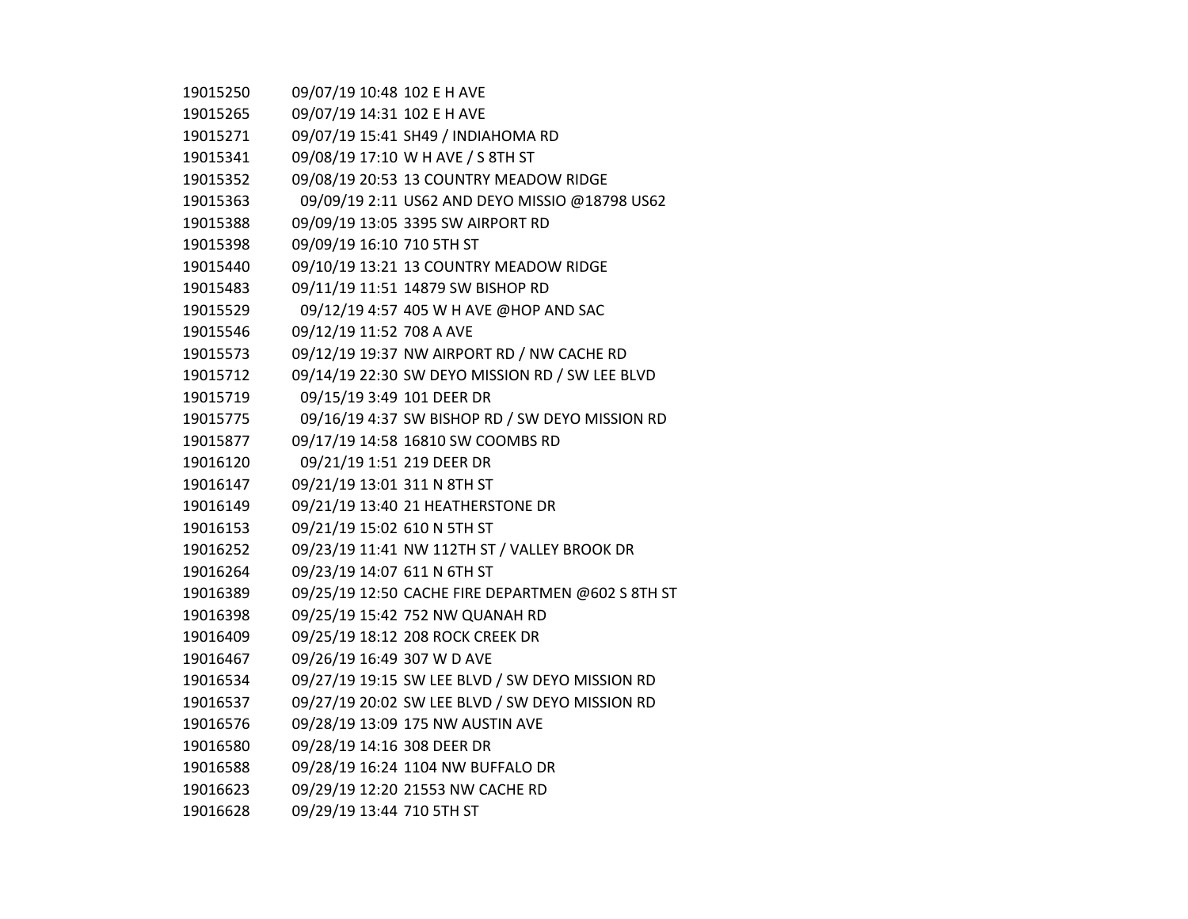| | | |
|---|---|---|
| 19015250 | 09/07/19 10:48 | 102 E H AVE |
| 19015265 | 09/07/19 14:31 | 102 E H AVE |
| 19015271 | 09/07/19 15:41 | SH49 / INDIAHOMA RD |
| 19015341 | 09/08/19 17:10 | W H AVE / S 8TH ST |
| 19015352 | 09/08/19 20:53 | 13 COUNTRY MEADOW RIDGE |
| 19015363 | 09/09/19 2:11 | US62 AND DEYO MISSIO @18798 US62 |
| 19015388 | 09/09/19 13:05 | 3395 SW AIRPORT RD |
| 19015398 | 09/09/19 16:10 | 710 5TH ST |
| 19015440 | 09/10/19 13:21 | 13 COUNTRY MEADOW RIDGE |
| 19015483 | 09/11/19 11:51 | 14879 SW BISHOP RD |
| 19015529 | 09/12/19 4:57 | 405 W H AVE @HOP AND SAC |
| 19015546 | 09/12/19 11:52 | 708 A AVE |
| 19015573 | 09/12/19 19:37 | NW AIRPORT RD / NW CACHE RD |
| 19015712 | 09/14/19 22:30 | SW DEYO MISSION RD / SW LEE BLVD |
| 19015719 | 09/15/19 3:49 | 101 DEER DR |
| 19015775 | 09/16/19 4:37 | SW BISHOP RD / SW DEYO MISSION RD |
| 19015877 | 09/17/19 14:58 | 16810 SW COOMBS RD |
| 19016120 | 09/21/19 1:51 | 219 DEER DR |
| 19016147 | 09/21/19 13:01 | 311 N 8TH ST |
| 19016149 | 09/21/19 13:40 | 21 HEATHERSTONE DR |
| 19016153 | 09/21/19 15:02 | 610 N 5TH ST |
| 19016252 | 09/23/19 11:41 | NW 112TH ST / VALLEY BROOK DR |
| 19016264 | 09/23/19 14:07 | 611 N 6TH ST |
| 19016389 | 09/25/19 12:50 | CACHE FIRE DEPARTMEN @602 S 8TH ST |
| 19016398 | 09/25/19 15:42 | 752 NW QUANAH RD |
| 19016409 | 09/25/19 18:12 | 208 ROCK CREEK DR |
| 19016467 | 09/26/19 16:49 | 307 W D AVE |
| 19016534 | 09/27/19 19:15 | SW LEE BLVD / SW DEYO MISSION RD |
| 19016537 | 09/27/19 20:02 | SW LEE BLVD / SW DEYO MISSION RD |
| 19016576 | 09/28/19 13:09 | 175 NW AUSTIN AVE |
| 19016580 | 09/28/19 14:16 | 308 DEER DR |
| 19016588 | 09/28/19 16:24 | 1104 NW BUFFALO DR |
| 19016623 | 09/29/19 12:20 | 21553 NW CACHE RD |
| 19016628 | 09/29/19 13:44 | 710 5TH ST |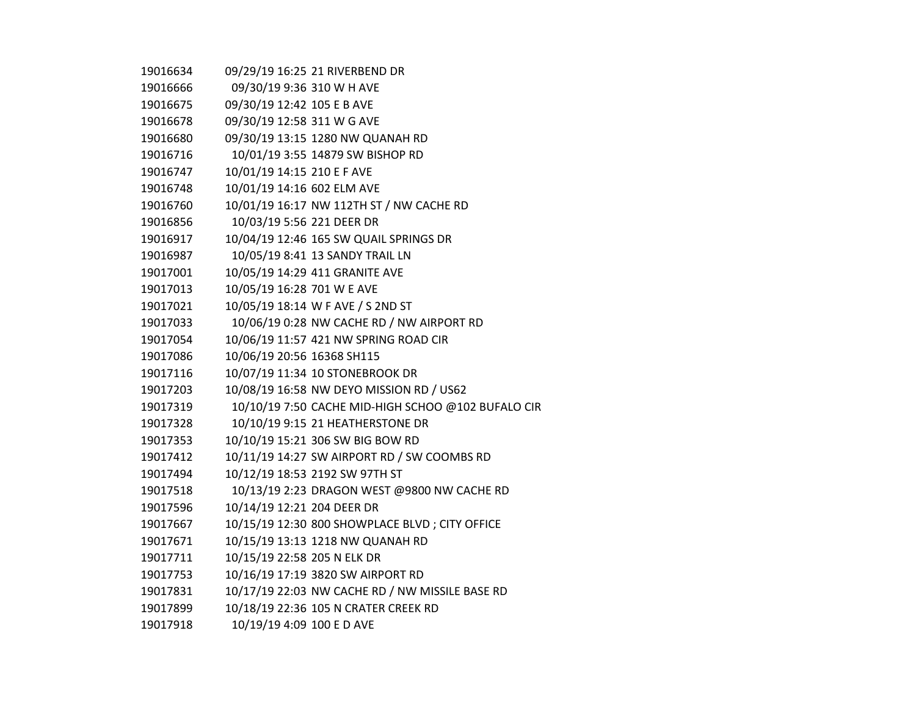| | | |
|---|---|---|
| 19016634 | 09/29/19 16:25 | 21 RIVERBEND DR |
| 19016666 | 09/30/19 9:36 | 310 W H AVE |
| 19016675 | 09/30/19 12:42 | 105 E B AVE |
| 19016678 | 09/30/19 12:58 | 311 W G AVE |
| 19016680 | 09/30/19 13:15 | 1280 NW QUANAH RD |
| 19016716 | 10/01/19 3:55 | 14879 SW BISHOP RD |
| 19016747 | 10/01/19 14:15 | 210 E F AVE |
| 19016748 | 10/01/19 14:16 | 602 ELM AVE |
| 19016760 | 10/01/19 16:17 | NW 112TH ST / NW CACHE RD |
| 19016856 | 10/03/19 5:56 | 221 DEER DR |
| 19016917 | 10/04/19 12:46 | 165 SW QUAIL SPRINGS DR |
| 19016987 | 10/05/19 8:41 | 13 SANDY TRAIL LN |
| 19017001 | 10/05/19 14:29 | 411 GRANITE AVE |
| 19017013 | 10/05/19 16:28 | 701 W E AVE |
| 19017021 | 10/05/19 18:14 | W F AVE / S 2ND ST |
| 19017033 | 10/06/19 0:28 | NW CACHE RD / NW AIRPORT RD |
| 19017054 | 10/06/19 11:57 | 421 NW SPRING ROAD CIR |
| 19017086 | 10/06/19 20:56 | 16368 SH115 |
| 19017116 | 10/07/19 11:34 | 10 STONEBROOK DR |
| 19017203 | 10/08/19 16:58 | NW DEYO MISSION RD / US62 |
| 19017319 | 10/10/19 7:50 | CACHE MID-HIGH SCHOO @102 BUFALO CIR |
| 19017328 | 10/10/19 9:15 | 21 HEATHERSTONE DR |
| 19017353 | 10/10/19 15:21 | 306 SW BIG BOW RD |
| 19017412 | 10/11/19 14:27 | SW AIRPORT RD / SW COOMBS RD |
| 19017494 | 10/12/19 18:53 | 2192 SW 97TH ST |
| 19017518 | 10/13/19 2:23 | DRAGON WEST @9800 NW CACHE RD |
| 19017596 | 10/14/19 12:21 | 204 DEER DR |
| 19017667 | 10/15/19 12:30 | 800 SHOWPLACE BLVD ; CITY OFFICE |
| 19017671 | 10/15/19 13:13 | 1218 NW QUANAH RD |
| 19017711 | 10/15/19 22:58 | 205 N ELK DR |
| 19017753 | 10/16/19 17:19 | 3820 SW AIRPORT RD |
| 19017831 | 10/17/19 22:03 | NW CACHE RD / NW MISSILE BASE RD |
| 19017899 | 10/18/19 22:36 | 105 N CRATER CREEK RD |
| 19017918 | 10/19/19 4:09 | 100 E D AVE |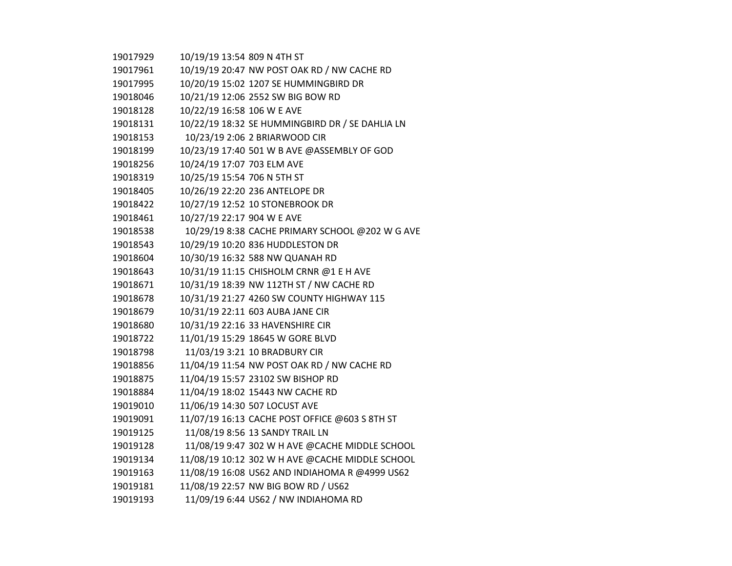| | | |
|---|---|---|
| 19017929 | 10/19/19 13:54 | 809 N 4TH ST |
| 19017961 | 10/19/19 20:47 | NW POST OAK RD / NW CACHE RD |
| 19017995 | 10/20/19 15:02 | 1207 SE HUMMINGBIRD DR |
| 19018046 | 10/21/19 12:06 | 2552 SW BIG BOW RD |
| 19018128 | 10/22/19 16:58 | 106 W E AVE |
| 19018131 | 10/22/19 18:32 | SE HUMMINGBIRD DR / SE DAHLIA LN |
| 19018153 | 10/23/19 2:06 | 2 BRIARWOOD CIR |
| 19018199 | 10/23/19 17:40 | 501 W B AVE @ASSEMBLY OF GOD |
| 19018256 | 10/24/19 17:07 | 703 ELM AVE |
| 19018319 | 10/25/19 15:54 | 706 N 5TH ST |
| 19018405 | 10/26/19 22:20 | 236 ANTELOPE DR |
| 19018422 | 10/27/19 12:52 | 10 STONEBROOK DR |
| 19018461 | 10/27/19 22:17 | 904 W E AVE |
| 19018538 | 10/29/19 8:38 | CACHE PRIMARY SCHOOL @202 W G AVE |
| 19018543 | 10/29/19 10:20 | 836 HUDDLESTON DR |
| 19018604 | 10/30/19 16:32 | 588 NW QUANAH RD |
| 19018643 | 10/31/19 11:15 | CHISHOLM CRNR @1 E H AVE |
| 19018671 | 10/31/19 18:39 | NW 112TH ST / NW CACHE RD |
| 19018678 | 10/31/19 21:27 | 4260 SW COUNTY HIGHWAY 115 |
| 19018679 | 10/31/19 22:11 | 603 AUBA JANE CIR |
| 19018680 | 10/31/19 22:16 | 33 HAVENSHIRE CIR |
| 19018722 | 11/01/19 15:29 | 18645 W GORE BLVD |
| 19018798 | 11/03/19 3:21 | 10 BRADBURY CIR |
| 19018856 | 11/04/19 11:54 | NW POST OAK RD / NW CACHE RD |
| 19018875 | 11/04/19 15:57 | 23102 SW BISHOP RD |
| 19018884 | 11/04/19 18:02 | 15443 NW CACHE RD |
| 19019010 | 11/06/19 14:30 | 507 LOCUST AVE |
| 19019091 | 11/07/19 16:13 | CACHE POST OFFICE @603 S 8TH ST |
| 19019125 | 11/08/19 8:56 | 13 SANDY TRAIL LN |
| 19019128 | 11/08/19 9:47 | 302 W H AVE @CACHE MIDDLE SCHOOL |
| 19019134 | 11/08/19 10:12 | 302 W H AVE @CACHE MIDDLE SCHOOL |
| 19019163 | 11/08/19 16:08 | US62 AND INDIAHOMA R @4999 US62 |
| 19019181 | 11/08/19 22:57 | NW BIG BOW RD / US62 |
| 19019193 | 11/09/19 6:44 | US62 / NW INDIAHOMA RD |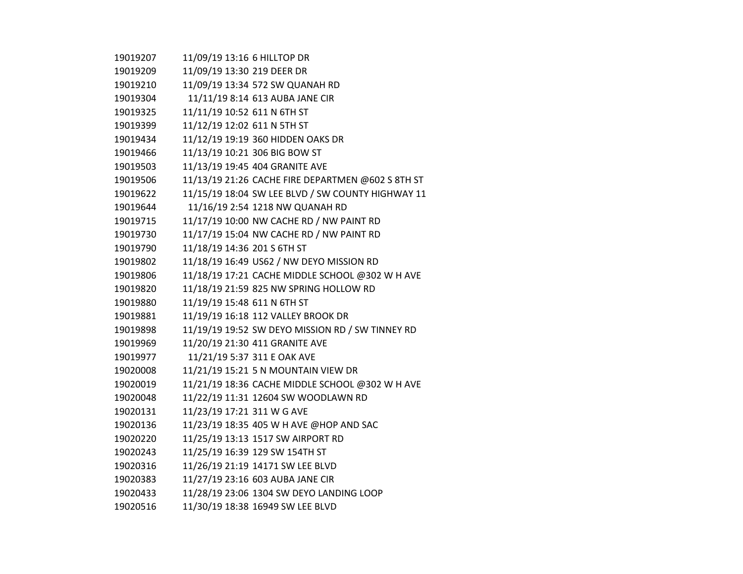| | | |
|---|---|---|
| 19019207 | 11/09/19 13:16 | 6 HILLTOP DR |
| 19019209 | 11/09/19 13:30 | 219 DEER DR |
| 19019210 | 11/09/19 13:34 | 572 SW QUANAH RD |
| 19019304 | 11/11/19 8:14 | 613 AUBA JANE CIR |
| 19019325 | 11/11/19 10:52 | 611 N 6TH ST |
| 19019399 | 11/12/19 12:02 | 611 N 5TH ST |
| 19019434 | 11/12/19 19:19 | 360 HIDDEN OAKS DR |
| 19019466 | 11/13/19 10:21 | 306 BIG BOW ST |
| 19019503 | 11/13/19 19:45 | 404 GRANITE AVE |
| 19019506 | 11/13/19 21:26 | CACHE FIRE DEPARTMEN @602 S 8TH ST |
| 19019622 | 11/15/19 18:04 | SW LEE BLVD / SW COUNTY HIGHWAY 11 |
| 19019644 | 11/16/19 2:54 | 1218 NW QUANAH RD |
| 19019715 | 11/17/19 10:00 | NW CACHE RD / NW PAINT RD |
| 19019730 | 11/17/19 15:04 | NW CACHE RD / NW PAINT RD |
| 19019790 | 11/18/19 14:36 | 201 S 6TH ST |
| 19019802 | 11/18/19 16:49 | US62 / NW DEYO MISSION RD |
| 19019806 | 11/18/19 17:21 | CACHE MIDDLE SCHOOL @302 W H AVE |
| 19019820 | 11/18/19 21:59 | 825 NW SPRING HOLLOW RD |
| 19019880 | 11/19/19 15:48 | 611 N 6TH ST |
| 19019881 | 11/19/19 16:18 | 112 VALLEY BROOK DR |
| 19019898 | 11/19/19 19:52 | SW DEYO MISSION RD / SW TINNEY RD |
| 19019969 | 11/20/19 21:30 | 411 GRANITE AVE |
| 19019977 | 11/21/19 5:37 | 311 E OAK AVE |
| 19020008 | 11/21/19 15:21 | 5 N MOUNTAIN VIEW DR |
| 19020019 | 11/21/19 18:36 | CACHE MIDDLE SCHOOL @302 W H AVE |
| 19020048 | 11/22/19 11:31 | 12604 SW WOODLAWN RD |
| 19020131 | 11/23/19 17:21 | 311 W G AVE |
| 19020136 | 11/23/19 18:35 | 405 W H AVE @HOP AND SAC |
| 19020220 | 11/25/19 13:13 | 1517 SW AIRPORT RD |
| 19020243 | 11/25/19 16:39 | 129 SW 154TH ST |
| 19020316 | 11/26/19 21:19 | 14171 SW LEE BLVD |
| 19020383 | 11/27/19 23:16 | 603 AUBA JANE CIR |
| 19020433 | 11/28/19 23:06 | 1304 SW DEYO LANDING LOOP |
| 19020516 | 11/30/19 18:38 | 16949 SW LEE BLVD |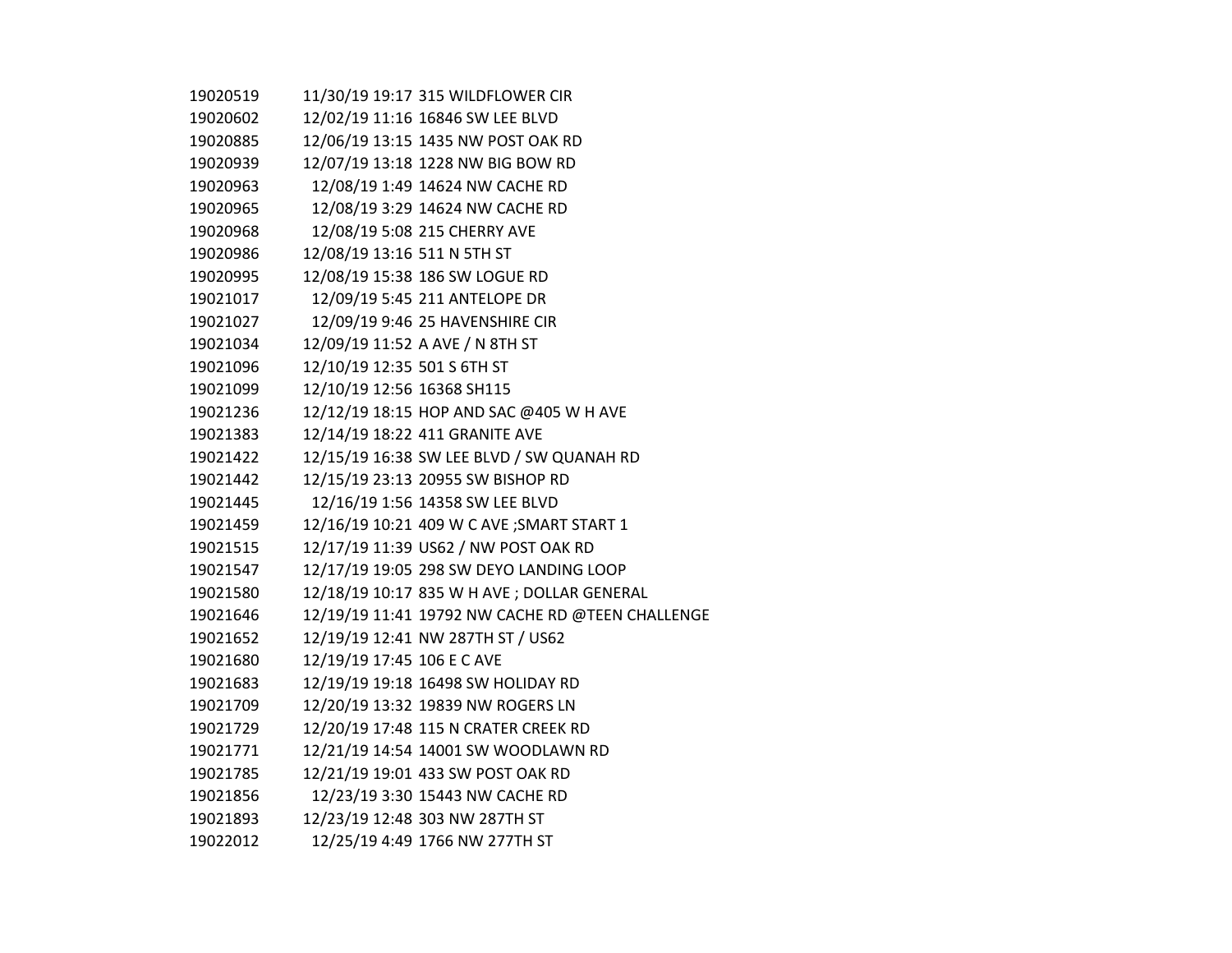| | | |
|---|---|---|
| 19020519 | 11/30/19 19:17 | 315 WILDFLOWER CIR |
| 19020602 | 12/02/19 11:16 | 16846 SW LEE BLVD |
| 19020885 | 12/06/19 13:15 | 1435 NW POST OAK RD |
| 19020939 | 12/07/19 13:18 | 1228 NW BIG BOW RD |
| 19020963 | 12/08/19 1:49 | 14624 NW CACHE RD |
| 19020965 | 12/08/19 3:29 | 14624 NW CACHE RD |
| 19020968 | 12/08/19 5:08 | 215 CHERRY AVE |
| 19020986 | 12/08/19 13:16 | 511 N 5TH ST |
| 19020995 | 12/08/19 15:38 | 186 SW LOGUE RD |
| 19021017 | 12/09/19 5:45 | 211 ANTELOPE DR |
| 19021027 | 12/09/19 9:46 | 25 HAVENSHIRE CIR |
| 19021034 | 12/09/19 11:52 | A AVE / N 8TH ST |
| 19021096 | 12/10/19 12:35 | 501 S 6TH ST |
| 19021099 | 12/10/19 12:56 | 16368 SH115 |
| 19021236 | 12/12/19 18:15 | HOP AND SAC @405 W H AVE |
| 19021383 | 12/14/19 18:22 | 411 GRANITE AVE |
| 19021422 | 12/15/19 16:38 | SW LEE BLVD / SW QUANAH RD |
| 19021442 | 12/15/19 23:13 | 20955 SW BISHOP RD |
| 19021445 | 12/16/19 1:56 | 14358 SW LEE BLVD |
| 19021459 | 12/16/19 10:21 | 409 W C AVE ;SMART START 1 |
| 19021515 | 12/17/19 11:39 | US62 / NW POST OAK RD |
| 19021547 | 12/17/19 19:05 | 298 SW DEYO LANDING LOOP |
| 19021580 | 12/18/19 10:17 | 835 W H AVE ; DOLLAR GENERAL |
| 19021646 | 12/19/19 11:41 | 19792 NW CACHE RD @TEEN CHALLENGE |
| 19021652 | 12/19/19 12:41 | NW 287TH ST / US62 |
| 19021680 | 12/19/19 17:45 | 106 E C AVE |
| 19021683 | 12/19/19 19:18 | 16498 SW HOLIDAY RD |
| 19021709 | 12/20/19 13:32 | 19839 NW ROGERS LN |
| 19021729 | 12/20/19 17:48 | 115 N CRATER CREEK RD |
| 19021771 | 12/21/19 14:54 | 14001 SW WOODLAWN RD |
| 19021785 | 12/21/19 19:01 | 433 SW POST OAK RD |
| 19021856 | 12/23/19 3:30 | 15443 NW CACHE RD |
| 19021893 | 12/23/19 12:48 | 303 NW 287TH ST |
| 19022012 | 12/25/19 4:49 | 1766 NW 277TH ST |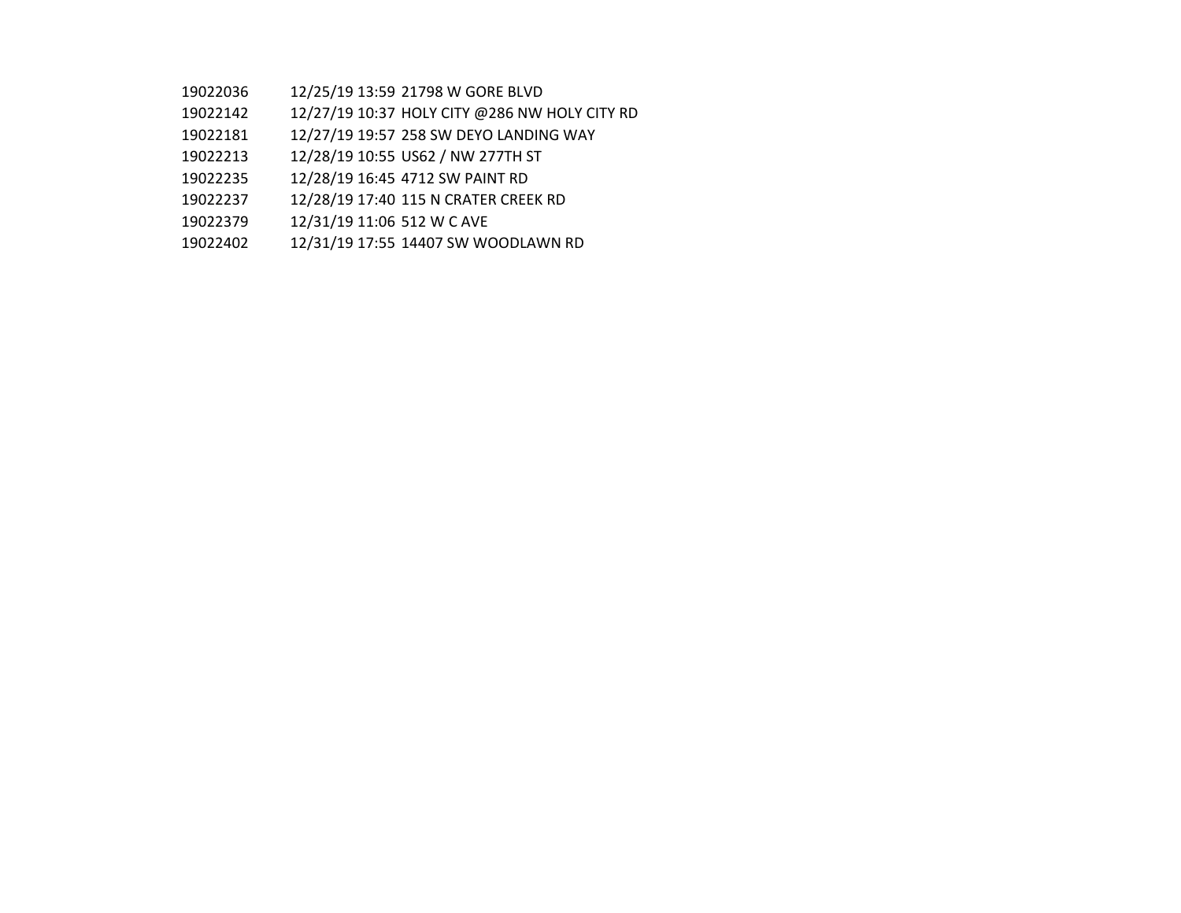| | | |
|---|---|---|
| 19022036 | 12/25/19 13:59 | 21798 W GORE BLVD |
| 19022142 | 12/27/19 10:37 | HOLY CITY @286 NW HOLY CITY RD |
| 19022181 | 12/27/19 19:57 | 258 SW DEYO LANDING WAY |
| 19022213 | 12/28/19 10:55 | US62 / NW 277TH ST |
| 19022235 | 12/28/19 16:45 | 4712 SW PAINT RD |
| 19022237 | 12/28/19 17:40 | 115 N CRATER CREEK RD |
| 19022379 | 12/31/19 11:06 | 512 W C AVE |
| 19022402 | 12/31/19 17:55 | 14407 SW WOODLAWN RD |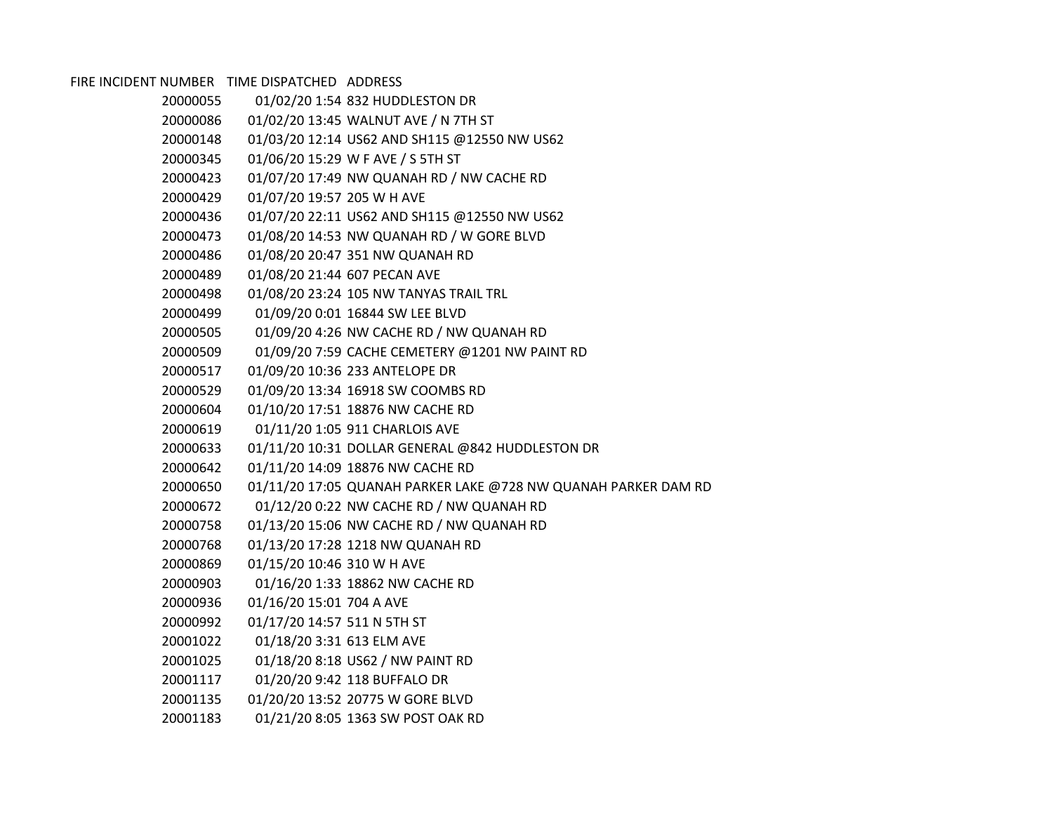| FIRE INCIDENT NUMBER | TIME DISPATCHED | ADDRESS |
| --- | --- | --- |
| 20000055 | 01/02/20 1:54 | 832 HUDDLESTON DR |
| 20000086 | 01/02/20 13:45 | WALNUT AVE / N 7TH ST |
| 20000148 | 01/03/20 12:14 | US62 AND SH115 @12550 NW US62 |
| 20000345 | 01/06/20 15:29 | W F AVE / S 5TH ST |
| 20000423 | 01/07/20 17:49 | NW QUANAH RD / NW CACHE RD |
| 20000429 | 01/07/20 19:57 | 205 W H AVE |
| 20000436 | 01/07/20 22:11 | US62 AND SH115 @12550 NW US62 |
| 20000473 | 01/08/20 14:53 | NW QUANAH RD / W GORE BLVD |
| 20000486 | 01/08/20 20:47 | 351 NW QUANAH RD |
| 20000489 | 01/08/20 21:44 | 607 PECAN AVE |
| 20000498 | 01/08/20 23:24 | 105 NW TANYAS TRAIL TRL |
| 20000499 | 01/09/20 0:01 | 16844 SW LEE BLVD |
| 20000505 | 01/09/20 4:26 | NW CACHE RD / NW QUANAH RD |
| 20000509 | 01/09/20 7:59 | CACHE CEMETERY @1201 NW PAINT RD |
| 20000517 | 01/09/20 10:36 | 233 ANTELOPE DR |
| 20000529 | 01/09/20 13:34 | 16918 SW COOMBS RD |
| 20000604 | 01/10/20 17:51 | 18876 NW CACHE RD |
| 20000619 | 01/11/20 1:05 | 911 CHARLOIS AVE |
| 20000633 | 01/11/20 10:31 | DOLLAR GENERAL @842 HUDDLESTON DR |
| 20000642 | 01/11/20 14:09 | 18876 NW CACHE RD |
| 20000650 | 01/11/20 17:05 | QUANAH PARKER LAKE @728 NW QUANAH PARKER DAM RD |
| 20000672 | 01/12/20 0:22 | NW CACHE RD / NW QUANAH RD |
| 20000758 | 01/13/20 15:06 | NW CACHE RD / NW QUANAH RD |
| 20000768 | 01/13/20 17:28 | 1218 NW QUANAH RD |
| 20000869 | 01/15/20 10:46 | 310 W H AVE |
| 20000903 | 01/16/20 1:33 | 18862 NW CACHE RD |
| 20000936 | 01/16/20 15:01 | 704 A AVE |
| 20000992 | 01/17/20 14:57 | 511 N 5TH ST |
| 20001022 | 01/18/20 3:31 | 613 ELM AVE |
| 20001025 | 01/18/20 8:18 | US62 / NW PAINT RD |
| 20001117 | 01/20/20 9:42 | 118 BUFFALO DR |
| 20001135 | 01/20/20 13:52 | 20775 W GORE BLVD |
| 20001183 | 01/21/20 8:05 | 1363 SW POST OAK RD |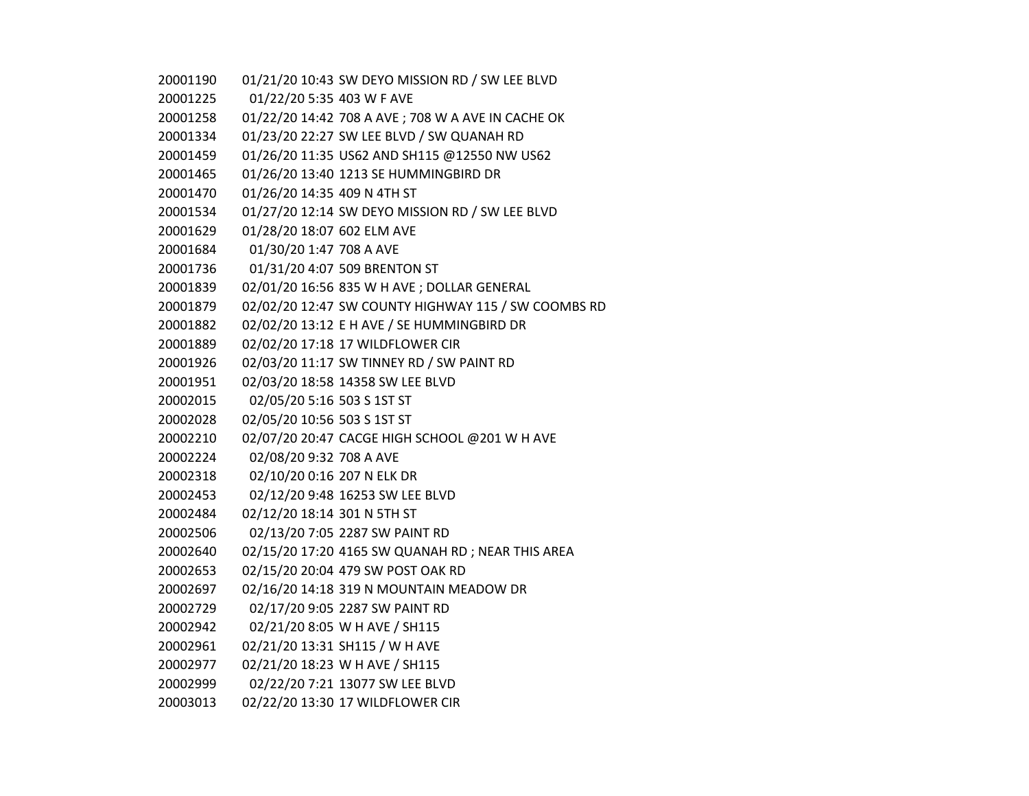| | | |
|---|---|---|
| 20001190 | 01/21/20 10:43 | SW DEYO MISSION RD / SW LEE BLVD |
| 20001225 | 01/22/20 5:35 | 403 W F AVE |
| 20001258 | 01/22/20 14:42 | 708 A AVE ; 708 W A AVE IN CACHE OK |
| 20001334 | 01/23/20 22:27 | SW LEE BLVD / SW QUANAH RD |
| 20001459 | 01/26/20 11:35 | US62 AND SH115 @12550 NW US62 |
| 20001465 | 01/26/20 13:40 | 1213 SE HUMMINGBIRD DR |
| 20001470 | 01/26/20 14:35 | 409 N 4TH ST |
| 20001534 | 01/27/20 12:14 | SW DEYO MISSION RD / SW LEE BLVD |
| 20001629 | 01/28/20 18:07 | 602 ELM AVE |
| 20001684 | 01/30/20 1:47 | 708 A AVE |
| 20001736 | 01/31/20 4:07 | 509 BRENTON ST |
| 20001839 | 02/01/20 16:56 | 835 W H AVE ; DOLLAR GENERAL |
| 20001879 | 02/02/20 12:47 | SW COUNTY HIGHWAY 115 / SW COOMBS RD |
| 20001882 | 02/02/20 13:12 | E H AVE / SE HUMMINGBIRD DR |
| 20001889 | 02/02/20 17:18 | 17 WILDFLOWER CIR |
| 20001926 | 02/03/20 11:17 | SW TINNEY RD / SW PAINT RD |
| 20001951 | 02/03/20 18:58 | 14358 SW LEE BLVD |
| 20002015 | 02/05/20 5:16 | 503 S 1ST ST |
| 20002028 | 02/05/20 10:56 | 503 S 1ST ST |
| 20002210 | 02/07/20 20:47 | CACGE HIGH SCHOOL @201 W H AVE |
| 20002224 | 02/08/20 9:32 | 708 A AVE |
| 20002318 | 02/10/20 0:16 | 207 N ELK DR |
| 20002453 | 02/12/20 9:48 | 16253 SW LEE BLVD |
| 20002484 | 02/12/20 18:14 | 301 N 5TH ST |
| 20002506 | 02/13/20 7:05 | 2287 SW PAINT RD |
| 20002640 | 02/15/20 17:20 | 4165 SW QUANAH RD ; NEAR THIS AREA |
| 20002653 | 02/15/20 20:04 | 479 SW POST OAK RD |
| 20002697 | 02/16/20 14:18 | 319 N MOUNTAIN MEADOW DR |
| 20002729 | 02/17/20 9:05 | 2287 SW PAINT RD |
| 20002942 | 02/21/20 8:05 | W H AVE / SH115 |
| 20002961 | 02/21/20 13:31 | SH115 / W H AVE |
| 20002977 | 02/21/20 18:23 | W H AVE / SH115 |
| 20002999 | 02/22/20 7:21 | 13077 SW LEE BLVD |
| 20003013 | 02/22/20 13:30 | 17 WILDFLOWER CIR |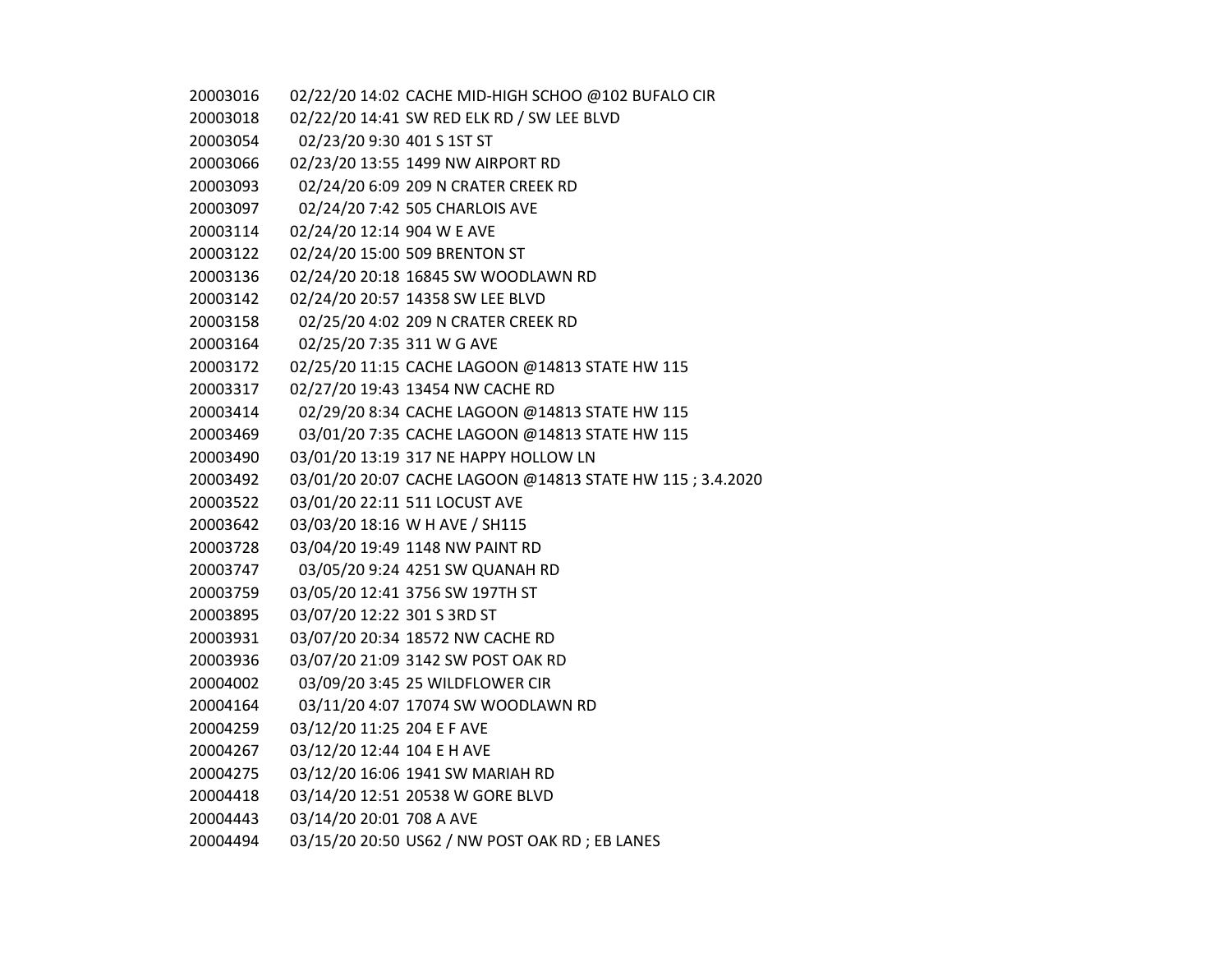| | | |
|---|---|---|
| 20003016 | 02/22/20 14:02 | CACHE MID-HIGH SCHOO @102 BUFALO CIR |
| 20003018 | 02/22/20 14:41 | SW RED ELK RD / SW LEE BLVD |
| 20003054 | 02/23/20 9:30 | 401 S 1ST ST |
| 20003066 | 02/23/20 13:55 | 1499 NW AIRPORT RD |
| 20003093 | 02/24/20 6:09 | 209 N CRATER CREEK RD |
| 20003097 | 02/24/20 7:42 | 505 CHARLOIS AVE |
| 20003114 | 02/24/20 12:14 | 904 W E AVE |
| 20003122 | 02/24/20 15:00 | 509 BRENTON ST |
| 20003136 | 02/24/20 20:18 | 16845 SW WOODLAWN RD |
| 20003142 | 02/24/20 20:57 | 14358 SW LEE BLVD |
| 20003158 | 02/25/20 4:02 | 209 N CRATER CREEK RD |
| 20003164 | 02/25/20 7:35 | 311 W G AVE |
| 20003172 | 02/25/20 11:15 | CACHE LAGOON @14813 STATE HW 115 |
| 20003317 | 02/27/20 19:43 | 13454 NW CACHE RD |
| 20003414 | 02/29/20 8:34 | CACHE LAGOON @14813 STATE HW 115 |
| 20003469 | 03/01/20 7:35 | CACHE LAGOON @14813 STATE HW 115 |
| 20003490 | 03/01/20 13:19 | 317 NE HAPPY HOLLOW LN |
| 20003492 | 03/01/20 20:07 | CACHE LAGOON @14813 STATE HW 115 ; 3.4.2020 |
| 20003522 | 03/01/20 22:11 | 511 LOCUST AVE |
| 20003642 | 03/03/20 18:16 | W H AVE / SH115 |
| 20003728 | 03/04/20 19:49 | 1148 NW PAINT RD |
| 20003747 | 03/05/20 9:24 | 4251 SW QUANAH RD |
| 20003759 | 03/05/20 12:41 | 3756 SW 197TH ST |
| 20003895 | 03/07/20 12:22 | 301 S 3RD ST |
| 20003931 | 03/07/20 20:34 | 18572 NW CACHE RD |
| 20003936 | 03/07/20 21:09 | 3142 SW POST OAK RD |
| 20004002 | 03/09/20 3:45 | 25 WILDFLOWER CIR |
| 20004164 | 03/11/20 4:07 | 17074 SW WOODLAWN RD |
| 20004259 | 03/12/20 11:25 | 204 E F AVE |
| 20004267 | 03/12/20 12:44 | 104 E H AVE |
| 20004275 | 03/12/20 16:06 | 1941 SW MARIAH RD |
| 20004418 | 03/14/20 12:51 | 20538 W GORE BLVD |
| 20004443 | 03/14/20 20:01 | 708 A AVE |
| 20004494 | 03/15/20 20:50 | US62 / NW POST OAK RD ; EB LANES |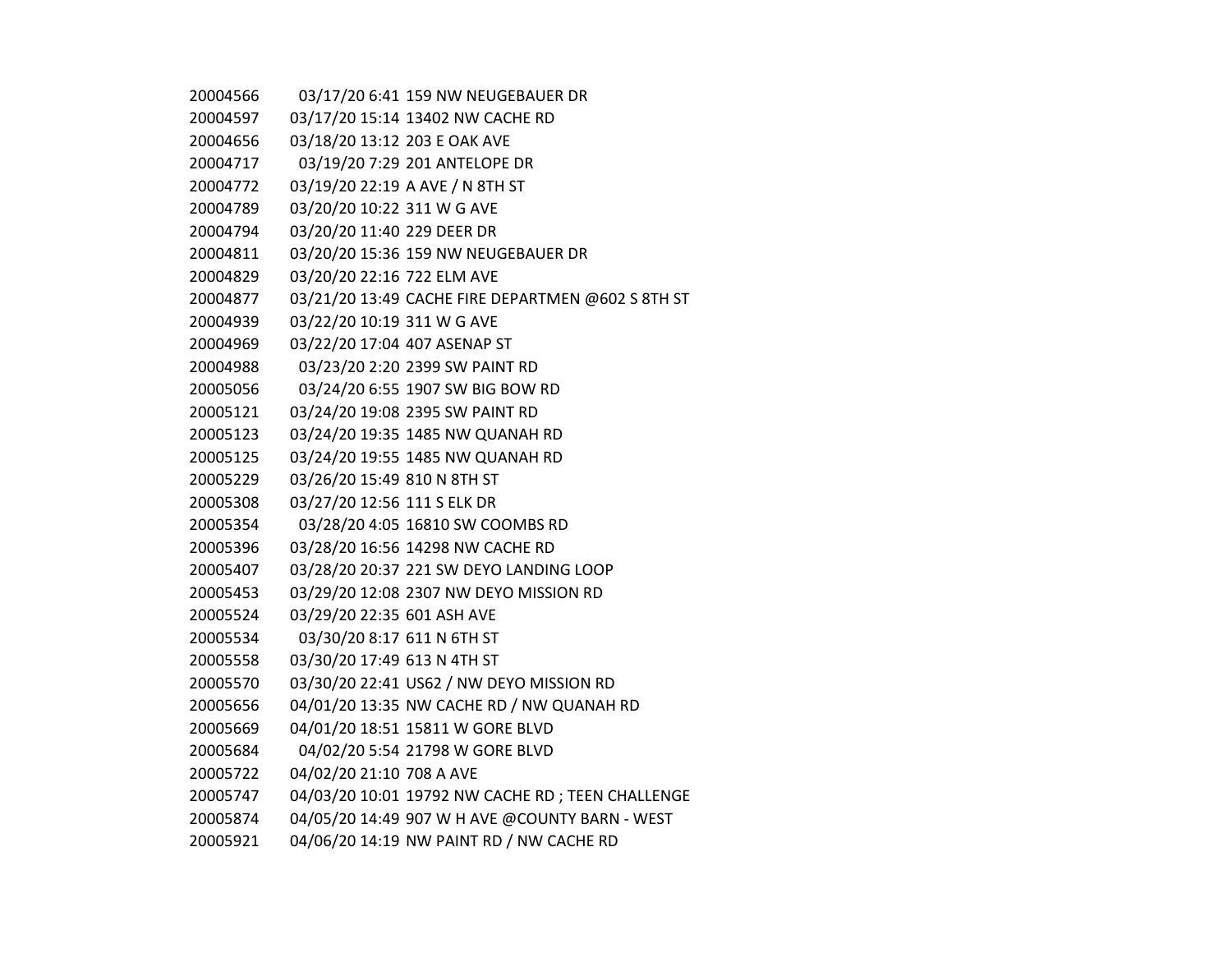| | | |
|---|---|---|
| 20004566 | 03/17/20 6:41 | 159 NW NEUGEBAUER DR |
| 20004597 | 03/17/20 15:14 | 13402 NW CACHE RD |
| 20004656 | 03/18/20 13:12 | 203 E OAK AVE |
| 20004717 | 03/19/20 7:29 | 201 ANTELOPE DR |
| 20004772 | 03/19/20 22:19 | A AVE / N 8TH ST |
| 20004789 | 03/20/20 10:22 | 311 W G AVE |
| 20004794 | 03/20/20 11:40 | 229 DEER DR |
| 20004811 | 03/20/20 15:36 | 159 NW NEUGEBAUER DR |
| 20004829 | 03/20/20 22:16 | 722 ELM AVE |
| 20004877 | 03/21/20 13:49 | CACHE FIRE DEPARTMEN @602 S 8TH ST |
| 20004939 | 03/22/20 10:19 | 311 W G AVE |
| 20004969 | 03/22/20 17:04 | 407 ASENAP ST |
| 20004988 | 03/23/20 2:20 | 2399 SW PAINT RD |
| 20005056 | 03/24/20 6:55 | 1907 SW BIG BOW RD |
| 20005121 | 03/24/20 19:08 | 2395 SW PAINT RD |
| 20005123 | 03/24/20 19:35 | 1485 NW QUANAH RD |
| 20005125 | 03/24/20 19:55 | 1485 NW QUANAH RD |
| 20005229 | 03/26/20 15:49 | 810 N 8TH ST |
| 20005308 | 03/27/20 12:56 | 111 S ELK DR |
| 20005354 | 03/28/20 4:05 | 16810 SW COOMBS RD |
| 20005396 | 03/28/20 16:56 | 14298 NW CACHE RD |
| 20005407 | 03/28/20 20:37 | 221 SW DEYO LANDING LOOP |
| 20005453 | 03/29/20 12:08 | 2307 NW DEYO MISSION RD |
| 20005524 | 03/29/20 22:35 | 601 ASH AVE |
| 20005534 | 03/30/20 8:17 | 611 N 6TH ST |
| 20005558 | 03/30/20 17:49 | 613 N 4TH ST |
| 20005570 | 03/30/20 22:41 | US62 / NW DEYO MISSION RD |
| 20005656 | 04/01/20 13:35 | NW CACHE RD / NW QUANAH RD |
| 20005669 | 04/01/20 18:51 | 15811 W GORE BLVD |
| 20005684 | 04/02/20 5:54 | 21798 W GORE BLVD |
| 20005722 | 04/02/20 21:10 | 708 A AVE |
| 20005747 | 04/03/20 10:01 | 19792 NW CACHE RD ; TEEN CHALLENGE |
| 20005874 | 04/05/20 14:49 | 907 W H AVE @COUNTY BARN - WEST |
| 20005921 | 04/06/20 14:19 | NW PAINT RD / NW CACHE RD |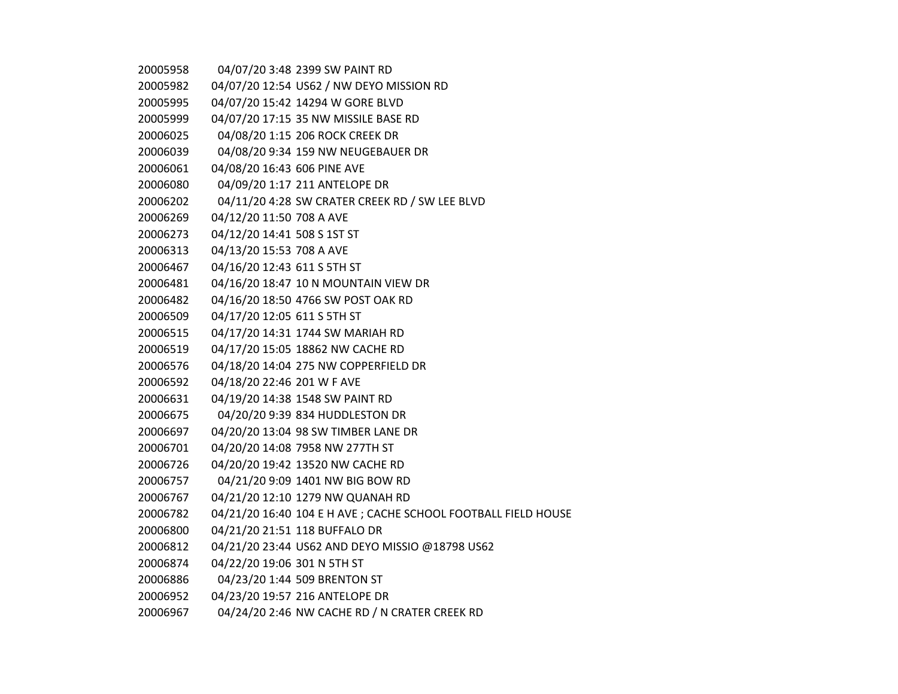| | | |
|---|---|---|
| 20005958 | 04/07/20 3:48 | 2399 SW PAINT RD |
| 20005982 | 04/07/20 12:54 | US62 / NW DEYO MISSION RD |
| 20005995 | 04/07/20 15:42 | 14294 W GORE BLVD |
| 20005999 | 04/07/20 17:15 | 35 NW MISSILE BASE RD |
| 20006025 | 04/08/20 1:15 | 206 ROCK CREEK DR |
| 20006039 | 04/08/20 9:34 | 159 NW NEUGEBAUER DR |
| 20006061 | 04/08/20 16:43 | 606 PINE AVE |
| 20006080 | 04/09/20 1:17 | 211 ANTELOPE DR |
| 20006202 | 04/11/20 4:28 | SW CRATER CREEK RD / SW LEE BLVD |
| 20006269 | 04/12/20 11:50 | 708 A AVE |
| 20006273 | 04/12/20 14:41 | 508 S 1ST ST |
| 20006313 | 04/13/20 15:53 | 708 A AVE |
| 20006467 | 04/16/20 12:43 | 611 S 5TH ST |
| 20006481 | 04/16/20 18:47 | 10 N MOUNTAIN VIEW DR |
| 20006482 | 04/16/20 18:50 | 4766 SW POST OAK RD |
| 20006509 | 04/17/20 12:05 | 611 S 5TH ST |
| 20006515 | 04/17/20 14:31 | 1744 SW MARIAH RD |
| 20006519 | 04/17/20 15:05 | 18862 NW CACHE RD |
| 20006576 | 04/18/20 14:04 | 275 NW COPPERFIELD DR |
| 20006592 | 04/18/20 22:46 | 201 W F AVE |
| 20006631 | 04/19/20 14:38 | 1548 SW PAINT RD |
| 20006675 | 04/20/20 9:39 | 834 HUDDLESTON DR |
| 20006697 | 04/20/20 13:04 | 98 SW TIMBER LANE DR |
| 20006701 | 04/20/20 14:08 | 7958 NW 277TH ST |
| 20006726 | 04/20/20 19:42 | 13520 NW CACHE RD |
| 20006757 | 04/21/20 9:09 | 1401 NW BIG BOW RD |
| 20006767 | 04/21/20 12:10 | 1279 NW QUANAH RD |
| 20006782 | 04/21/20 16:40 | 104 E H AVE ; CACHE SCHOOL FOOTBALL FIELD HOUSE |
| 20006800 | 04/21/20 21:51 | 118 BUFFALO DR |
| 20006812 | 04/21/20 23:44 | US62 AND DEYO MISSIO @18798 US62 |
| 20006874 | 04/22/20 19:06 | 301 N 5TH ST |
| 20006886 | 04/23/20 1:44 | 509 BRENTON ST |
| 20006952 | 04/23/20 19:57 | 216 ANTELOPE DR |
| 20006967 | 04/24/20 2:46 | NW CACHE RD / N CRATER CREEK RD |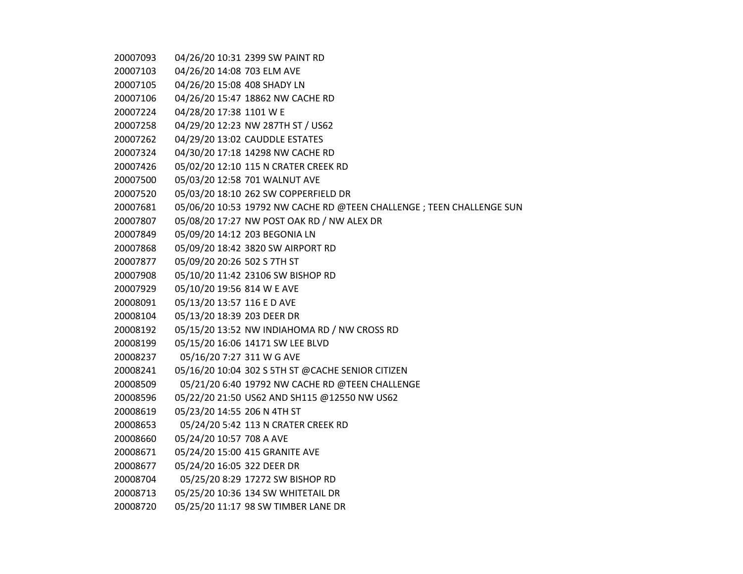| | | |
|---|---|---|
| 20007093 | 04/26/20 10:31 | 2399 SW PAINT RD |
| 20007103 | 04/26/20 14:08 | 703 ELM AVE |
| 20007105 | 04/26/20 15:08 | 408 SHADY LN |
| 20007106 | 04/26/20 15:47 | 18862 NW CACHE RD |
| 20007224 | 04/28/20 17:38 | 1101 W E |
| 20007258 | 04/29/20 12:23 | NW 287TH ST / US62 |
| 20007262 | 04/29/20 13:02 | CAUDDLE ESTATES |
| 20007324 | 04/30/20 17:18 | 14298 NW CACHE RD |
| 20007426 | 05/02/20 12:10 | 115 N CRATER CREEK RD |
| 20007500 | 05/03/20 12:58 | 701 WALNUT AVE |
| 20007520 | 05/03/20 18:10 | 262 SW COPPERFIELD DR |
| 20007681 | 05/06/20 10:53 | 19792 NW CACHE RD @TEEN CHALLENGE ; TEEN CHALLENGE SUN |
| 20007807 | 05/08/20 17:27 | NW POST OAK RD / NW ALEX DR |
| 20007849 | 05/09/20 14:12 | 203 BEGONIA LN |
| 20007868 | 05/09/20 18:42 | 3820 SW AIRPORT RD |
| 20007877 | 05/09/20 20:26 | 502 S 7TH ST |
| 20007908 | 05/10/20 11:42 | 23106 SW BISHOP RD |
| 20007929 | 05/10/20 19:56 | 814 W E AVE |
| 20008091 | 05/13/20 13:57 | 116 E D AVE |
| 20008104 | 05/13/20 18:39 | 203 DEER DR |
| 20008192 | 05/15/20 13:52 | NW INDIAHOMA RD / NW CROSS RD |
| 20008199 | 05/15/20 16:06 | 14171 SW LEE BLVD |
| 20008237 | 05/16/20 7:27 | 311 W G AVE |
| 20008241 | 05/16/20 10:04 | 302 S 5TH ST @CACHE SENIOR CITIZEN |
| 20008509 | 05/21/20 6:40 | 19792 NW CACHE RD @TEEN CHALLENGE |
| 20008596 | 05/22/20 21:50 | US62 AND SH115 @12550 NW US62 |
| 20008619 | 05/23/20 14:55 | 206 N 4TH ST |
| 20008653 | 05/24/20 5:42 | 113 N CRATER CREEK RD |
| 20008660 | 05/24/20 10:57 | 708 A AVE |
| 20008671 | 05/24/20 15:00 | 415 GRANITE AVE |
| 20008677 | 05/24/20 16:05 | 322 DEER DR |
| 20008704 | 05/25/20 8:29 | 17272 SW BISHOP RD |
| 20008713 | 05/25/20 10:36 | 134 SW WHITETAIL DR |
| 20008720 | 05/25/20 11:17 | 98 SW TIMBER LANE DR |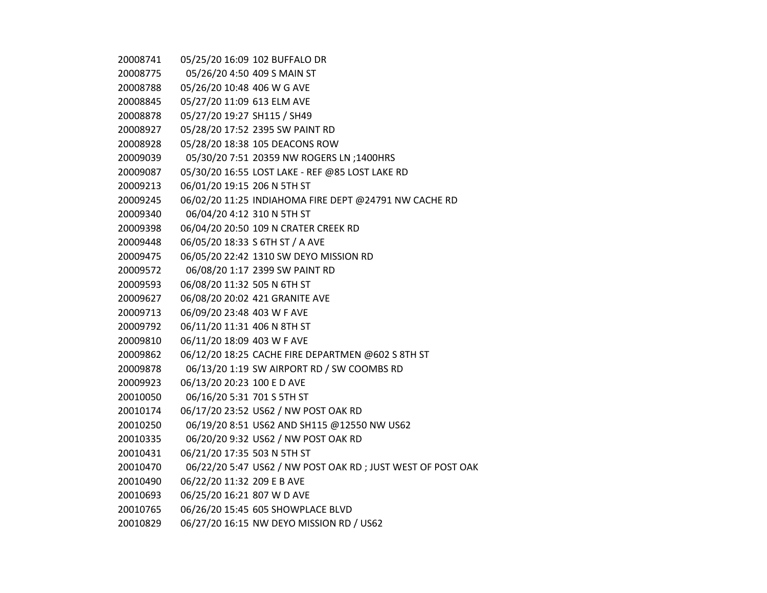| | | |
|---|---|---|
| 20008741 | 05/25/20 16:09 | 102 BUFFALO DR |
| 20008775 | 05/26/20 4:50 | 409 S MAIN ST |
| 20008788 | 05/26/20 10:48 | 406 W G AVE |
| 20008845 | 05/27/20 11:09 | 613 ELM AVE |
| 20008878 | 05/27/20 19:27 | SH115 / SH49 |
| 20008927 | 05/28/20 17:52 | 2395 SW PAINT RD |
| 20008928 | 05/28/20 18:38 | 105 DEACONS ROW |
| 20009039 | 05/30/20 7:51 | 20359 NW ROGERS LN ;1400HRS |
| 20009087 | 05/30/20 16:55 | LOST LAKE - REF @85 LOST LAKE RD |
| 20009213 | 06/01/20 19:15 | 206 N 5TH ST |
| 20009245 | 06/02/20 11:25 | INDIAHOMA FIRE DEPT @24791 NW CACHE RD |
| 20009340 | 06/04/20 4:12 | 310 N 5TH ST |
| 20009398 | 06/04/20 20:50 | 109 N CRATER CREEK RD |
| 20009448 | 06/05/20 18:33 | S 6TH ST / A AVE |
| 20009475 | 06/05/20 22:42 | 1310 SW DEYO MISSION RD |
| 20009572 | 06/08/20 1:17 | 2399 SW PAINT RD |
| 20009593 | 06/08/20 11:32 | 505 N 6TH ST |
| 20009627 | 06/08/20 20:02 | 421 GRANITE AVE |
| 20009713 | 06/09/20 23:48 | 403 W F AVE |
| 20009792 | 06/11/20 11:31 | 406 N 8TH ST |
| 20009810 | 06/11/20 18:09 | 403 W F AVE |
| 20009862 | 06/12/20 18:25 | CACHE FIRE DEPARTMEN @602 S 8TH ST |
| 20009878 | 06/13/20 1:19 | SW AIRPORT RD / SW COOMBS RD |
| 20009923 | 06/13/20 20:23 | 100 E D AVE |
| 20010050 | 06/16/20 5:31 | 701 S 5TH ST |
| 20010174 | 06/17/20 23:52 | US62 / NW POST OAK RD |
| 20010250 | 06/19/20 8:51 | US62 AND SH115 @12550 NW US62 |
| 20010335 | 06/20/20 9:32 | US62 / NW POST OAK RD |
| 20010431 | 06/21/20 17:35 | 503 N 5TH ST |
| 20010470 | 06/22/20 5:47 | US62 / NW POST OAK RD ; JUST WEST OF POST OAK |
| 20010490 | 06/22/20 11:32 | 209 E B AVE |
| 20010693 | 06/25/20 16:21 | 807 W D AVE |
| 20010765 | 06/26/20 15:45 | 605 SHOWPLACE BLVD |
| 20010829 | 06/27/20 16:15 | NW DEYO MISSION RD / US62 |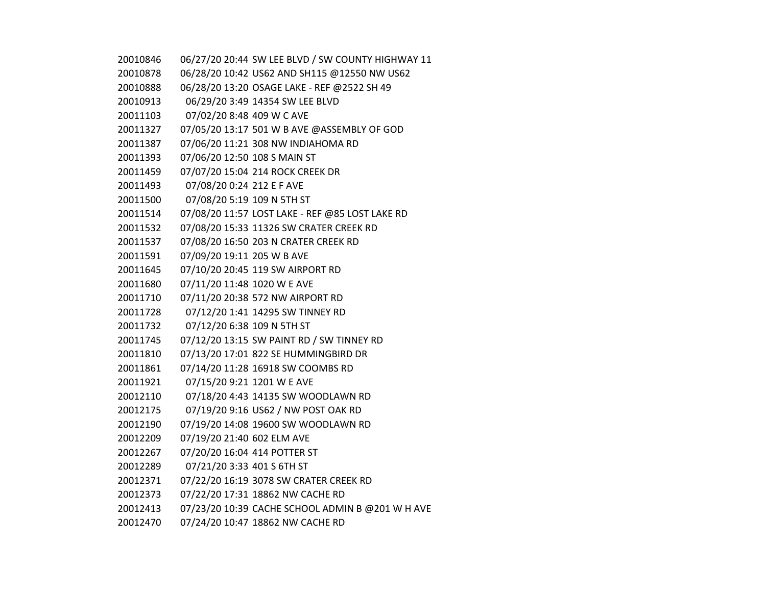| | | |
|---|---|---|
| 20010846 | 06/27/20 20:44 | SW LEE BLVD / SW COUNTY HIGHWAY 11 |
| 20010878 | 06/28/20 10:42 | US62 AND SH115 @12550 NW US62 |
| 20010888 | 06/28/20 13:20 | OSAGE LAKE - REF @2522 SH 49 |
| 20010913 | 06/29/20 3:49 | 14354 SW LEE BLVD |
| 20011103 | 07/02/20 8:48 | 409 W C AVE |
| 20011327 | 07/05/20 13:17 | 501 W B AVE @ASSEMBLY OF GOD |
| 20011387 | 07/06/20 11:21 | 308 NW INDIAHOMA RD |
| 20011393 | 07/06/20 12:50 | 108 S MAIN ST |
| 20011459 | 07/07/20 15:04 | 214 ROCK CREEK DR |
| 20011493 | 07/08/20 0:24 | 212 E F AVE |
| 20011500 | 07/08/20 5:19 | 109 N 5TH ST |
| 20011514 | 07/08/20 11:57 | LOST LAKE - REF @85 LOST LAKE RD |
| 20011532 | 07/08/20 15:33 | 11326 SW CRATER CREEK RD |
| 20011537 | 07/08/20 16:50 | 203 N CRATER CREEK RD |
| 20011591 | 07/09/20 19:11 | 205 W B AVE |
| 20011645 | 07/10/20 20:45 | 119 SW AIRPORT RD |
| 20011680 | 07/11/20 11:48 | 1020 W E AVE |
| 20011710 | 07/11/20 20:38 | 572 NW AIRPORT RD |
| 20011728 | 07/12/20 1:41 | 14295 SW TINNEY RD |
| 20011732 | 07/12/20 6:38 | 109 N 5TH ST |
| 20011745 | 07/12/20 13:15 | SW PAINT RD / SW TINNEY RD |
| 20011810 | 07/13/20 17:01 | 822 SE HUMMINGBIRD DR |
| 20011861 | 07/14/20 11:28 | 16918 SW COOMBS RD |
| 20011921 | 07/15/20 9:21 | 1201 W E AVE |
| 20012110 | 07/18/20 4:43 | 14135 SW WOODLAWN RD |
| 20012175 | 07/19/20 9:16 | US62 / NW POST OAK RD |
| 20012190 | 07/19/20 14:08 | 19600 SW WOODLAWN RD |
| 20012209 | 07/19/20 21:40 | 602 ELM AVE |
| 20012267 | 07/20/20 16:04 | 414 POTTER ST |
| 20012289 | 07/21/20 3:33 | 401 S 6TH ST |
| 20012371 | 07/22/20 16:19 | 3078 SW CRATER CREEK RD |
| 20012373 | 07/22/20 17:31 | 18862 NW CACHE RD |
| 20012413 | 07/23/20 10:39 | CACHE SCHOOL ADMIN B @201 W H AVE |
| 20012470 | 07/24/20 10:47 | 18862 NW CACHE RD |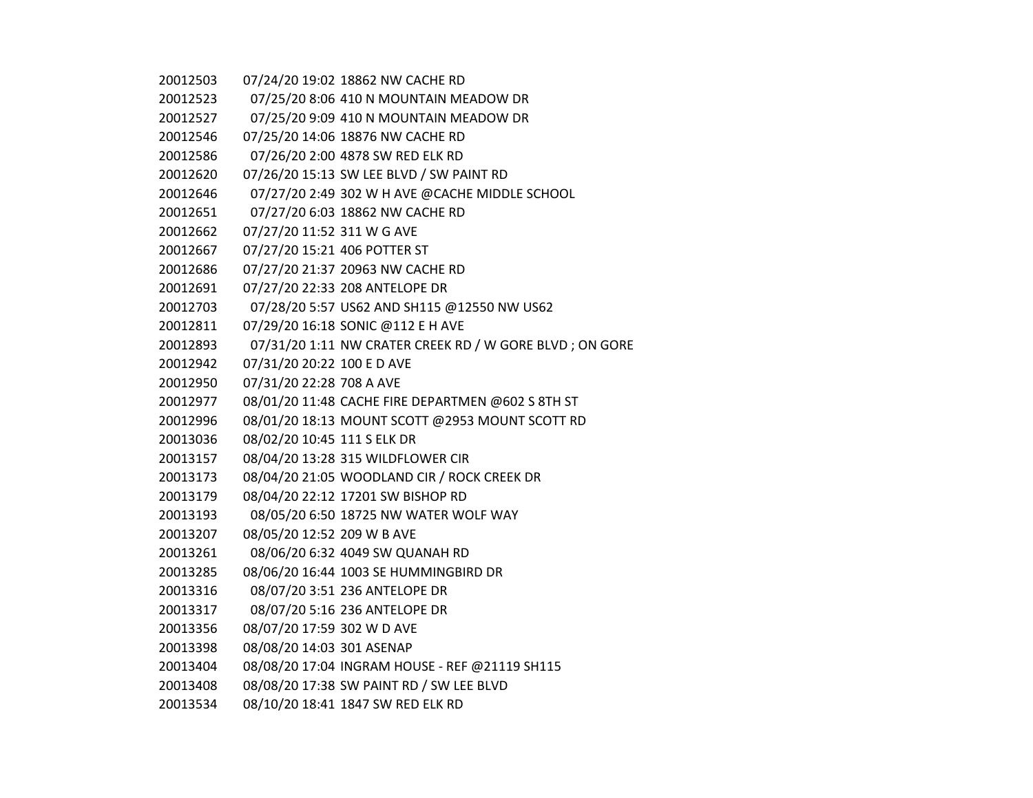| | | |
|---|---|---|
| 20012503 | 07/24/20 19:02 | 18862 NW CACHE RD |
| 20012523 | 07/25/20 8:06 | 410 N MOUNTAIN MEADOW DR |
| 20012527 | 07/25/20 9:09 | 410 N MOUNTAIN MEADOW DR |
| 20012546 | 07/25/20 14:06 | 18876 NW CACHE RD |
| 20012586 | 07/26/20 2:00 | 4878 SW RED ELK RD |
| 20012620 | 07/26/20 15:13 | SW LEE BLVD / SW PAINT RD |
| 20012646 | 07/27/20 2:49 | 302 W H AVE @CACHE MIDDLE SCHOOL |
| 20012651 | 07/27/20 6:03 | 18862 NW CACHE RD |
| 20012662 | 07/27/20 11:52 | 311 W G AVE |
| 20012667 | 07/27/20 15:21 | 406 POTTER ST |
| 20012686 | 07/27/20 21:37 | 20963 NW CACHE RD |
| 20012691 | 07/27/20 22:33 | 208 ANTELOPE DR |
| 20012703 | 07/28/20 5:57 | US62 AND SH115 @12550 NW US62 |
| 20012811 | 07/29/20 16:18 | SONIC @112 E H AVE |
| 20012893 | 07/31/20 1:11 | NW CRATER CREEK RD / W GORE BLVD ; ON GORE |
| 20012942 | 07/31/20 20:22 | 100 E D AVE |
| 20012950 | 07/31/20 22:28 | 708 A AVE |
| 20012977 | 08/01/20 11:48 | CACHE FIRE DEPARTMEN @602 S 8TH ST |
| 20012996 | 08/01/20 18:13 | MOUNT SCOTT @2953 MOUNT SCOTT RD |
| 20013036 | 08/02/20 10:45 | 111 S ELK DR |
| 20013157 | 08/04/20 13:28 | 315 WILDFLOWER CIR |
| 20013173 | 08/04/20 21:05 | WOODLAND CIR / ROCK CREEK DR |
| 20013179 | 08/04/20 22:12 | 17201 SW BISHOP RD |
| 20013193 | 08/05/20 6:50 | 18725 NW WATER WOLF WAY |
| 20013207 | 08/05/20 12:52 | 209 W B AVE |
| 20013261 | 08/06/20 6:32 | 4049 SW QUANAH RD |
| 20013285 | 08/06/20 16:44 | 1003 SE HUMMINGBIRD DR |
| 20013316 | 08/07/20 3:51 | 236 ANTELOPE DR |
| 20013317 | 08/07/20 5:16 | 236 ANTELOPE DR |
| 20013356 | 08/07/20 17:59 | 302 W D AVE |
| 20013398 | 08/08/20 14:03 | 301 ASENAP |
| 20013404 | 08/08/20 17:04 | INGRAM HOUSE - REF @21119 SH115 |
| 20013408 | 08/08/20 17:38 | SW PAINT RD / SW LEE BLVD |
| 20013534 | 08/10/20 18:41 | 1847 SW RED ELK RD |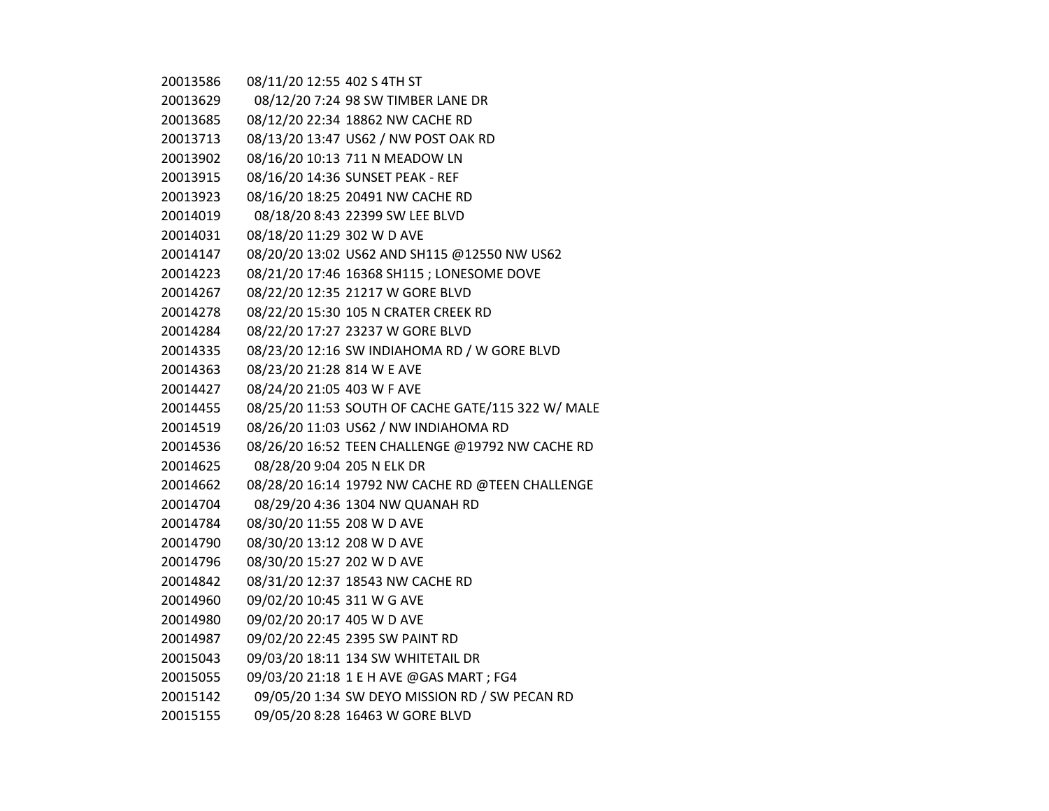| | | |
|---|---|---|
| 20013586 | 08/11/20 12:55 | 402 S 4TH ST |
| 20013629 | 08/12/20 7:24 | 98 SW TIMBER LANE DR |
| 20013685 | 08/12/20 22:34 | 18862 NW CACHE RD |
| 20013713 | 08/13/20 13:47 | US62 / NW POST OAK RD |
| 20013902 | 08/16/20 10:13 | 711 N MEADOW LN |
| 20013915 | 08/16/20 14:36 | SUNSET PEAK - REF |
| 20013923 | 08/16/20 18:25 | 20491 NW CACHE RD |
| 20014019 | 08/18/20 8:43 | 22399 SW LEE BLVD |
| 20014031 | 08/18/20 11:29 | 302 W D AVE |
| 20014147 | 08/20/20 13:02 | US62 AND SH115 @12550 NW US62 |
| 20014223 | 08/21/20 17:46 | 16368 SH115 ; LONESOME DOVE |
| 20014267 | 08/22/20 12:35 | 21217 W GORE BLVD |
| 20014278 | 08/22/20 15:30 | 105 N CRATER CREEK RD |
| 20014284 | 08/22/20 17:27 | 23237 W GORE BLVD |
| 20014335 | 08/23/20 12:16 | SW INDIAHOMA RD / W GORE BLVD |
| 20014363 | 08/23/20 21:28 | 814 W E AVE |
| 20014427 | 08/24/20 21:05 | 403 W F AVE |
| 20014455 | 08/25/20 11:53 | SOUTH OF CACHE GATE/115 322 W/ MALE |
| 20014519 | 08/26/20 11:03 | US62 / NW INDIAHOMA RD |
| 20014536 | 08/26/20 16:52 | TEEN CHALLENGE @19792 NW CACHE RD |
| 20014625 | 08/28/20 9:04 | 205 N ELK DR |
| 20014662 | 08/28/20 16:14 | 19792 NW CACHE RD @TEEN CHALLENGE |
| 20014704 | 08/29/20 4:36 | 1304 NW QUANAH RD |
| 20014784 | 08/30/20 11:55 | 208 W D AVE |
| 20014790 | 08/30/20 13:12 | 208 W D AVE |
| 20014796 | 08/30/20 15:27 | 202 W D AVE |
| 20014842 | 08/31/20 12:37 | 18543 NW CACHE RD |
| 20014960 | 09/02/20 10:45 | 311 W G AVE |
| 20014980 | 09/02/20 20:17 | 405 W D AVE |
| 20014987 | 09/02/20 22:45 | 2395 SW PAINT RD |
| 20015043 | 09/03/20 18:11 | 134 SW WHITETAIL DR |
| 20015055 | 09/03/20 21:18 | 1 E H AVE @GAS MART ; FG4 |
| 20015142 | 09/05/20 1:34 | SW DEYO MISSION RD / SW PECAN RD |
| 20015155 | 09/05/20 8:28 | 16463 W GORE BLVD |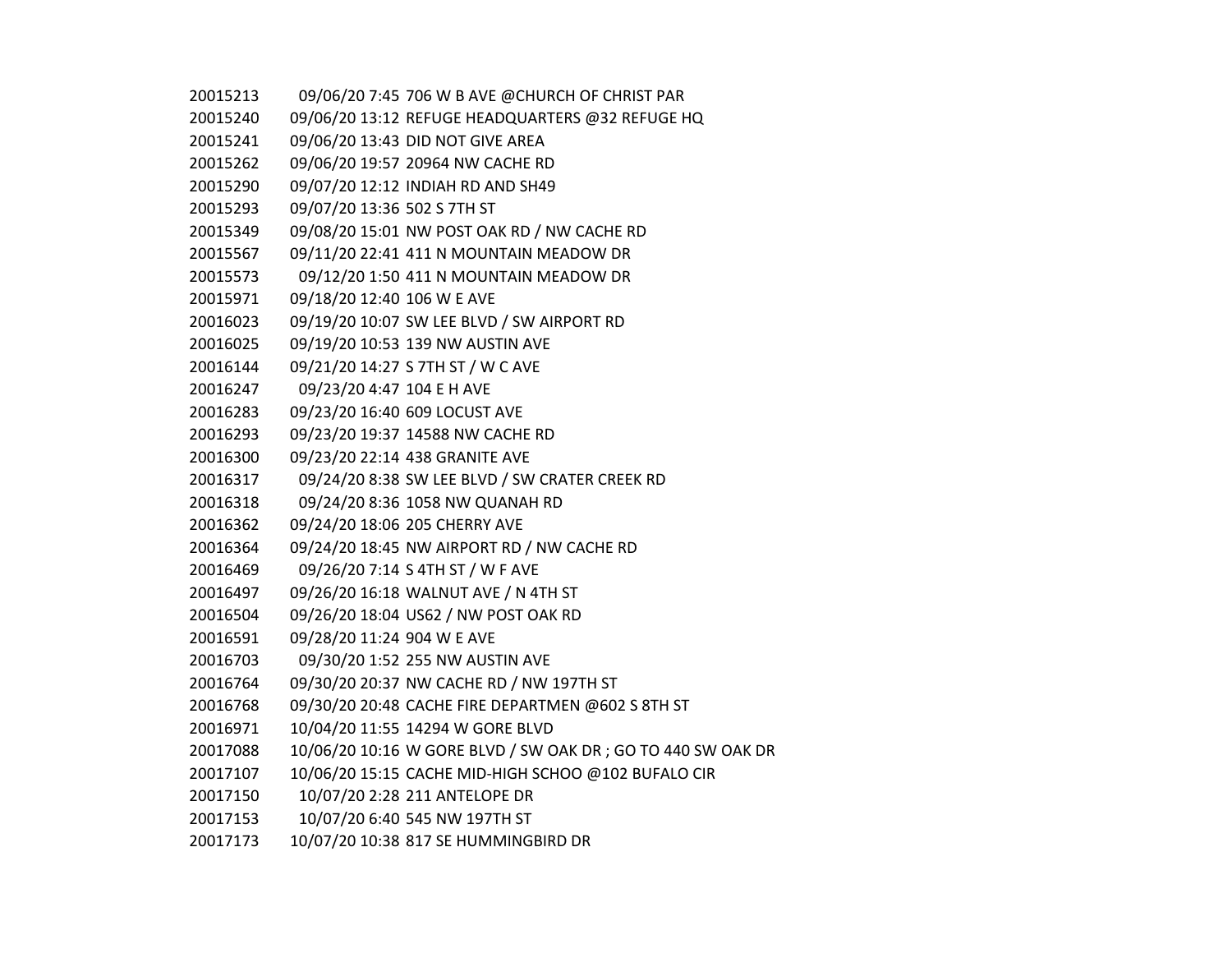| | | |
|---|---|---|
| 20015213 | 09/06/20 7:45 | 706 W B AVE @CHURCH OF CHRIST PAR |
| 20015240 | 09/06/20 13:12 | REFUGE HEADQUARTERS @32 REFUGE HQ |
| 20015241 | 09/06/20 13:43 | DID NOT GIVE AREA |
| 20015262 | 09/06/20 19:57 | 20964 NW CACHE RD |
| 20015290 | 09/07/20 12:12 | INDIAH RD AND SH49 |
| 20015293 | 09/07/20 13:36 | 502 S 7TH ST |
| 20015349 | 09/08/20 15:01 | NW POST OAK RD / NW CACHE RD |
| 20015567 | 09/11/20 22:41 | 411 N MOUNTAIN MEADOW DR |
| 20015573 | 09/12/20 1:50 | 411 N MOUNTAIN MEADOW DR |
| 20015971 | 09/18/20 12:40 | 106 W E AVE |
| 20016023 | 09/19/20 10:07 | SW LEE BLVD / SW AIRPORT RD |
| 20016025 | 09/19/20 10:53 | 139 NW AUSTIN AVE |
| 20016144 | 09/21/20 14:27 | S 7TH ST / W C AVE |
| 20016247 | 09/23/20 4:47 | 104 E H AVE |
| 20016283 | 09/23/20 16:40 | 609 LOCUST AVE |
| 20016293 | 09/23/20 19:37 | 14588 NW CACHE RD |
| 20016300 | 09/23/20 22:14 | 438 GRANITE AVE |
| 20016317 | 09/24/20 8:38 | SW LEE BLVD / SW CRATER CREEK RD |
| 20016318 | 09/24/20 8:36 | 1058 NW QUANAH RD |
| 20016362 | 09/24/20 18:06 | 205 CHERRY AVE |
| 20016364 | 09/24/20 18:45 | NW AIRPORT RD / NW CACHE RD |
| 20016469 | 09/26/20 7:14 | S 4TH ST / W F AVE |
| 20016497 | 09/26/20 16:18 | WALNUT AVE / N 4TH ST |
| 20016504 | 09/26/20 18:04 | US62 / NW POST OAK RD |
| 20016591 | 09/28/20 11:24 | 904 W E AVE |
| 20016703 | 09/30/20 1:52 | 255 NW AUSTIN AVE |
| 20016764 | 09/30/20 20:37 | NW CACHE RD / NW 197TH ST |
| 20016768 | 09/30/20 20:48 | CACHE FIRE DEPARTMEN @602 S 8TH ST |
| 20016971 | 10/04/20 11:55 | 14294 W GORE BLVD |
| 20017088 | 10/06/20 10:16 | W GORE BLVD / SW OAK DR ; GO TO 440 SW OAK DR |
| 20017107 | 10/06/20 15:15 | CACHE MID-HIGH SCHOO @102 BUFALO CIR |
| 20017150 | 10/07/20 2:28 | 211 ANTELOPE DR |
| 20017153 | 10/07/20 6:40 | 545 NW 197TH ST |
| 20017173 | 10/07/20 10:38 | 817 SE HUMMINGBIRD DR |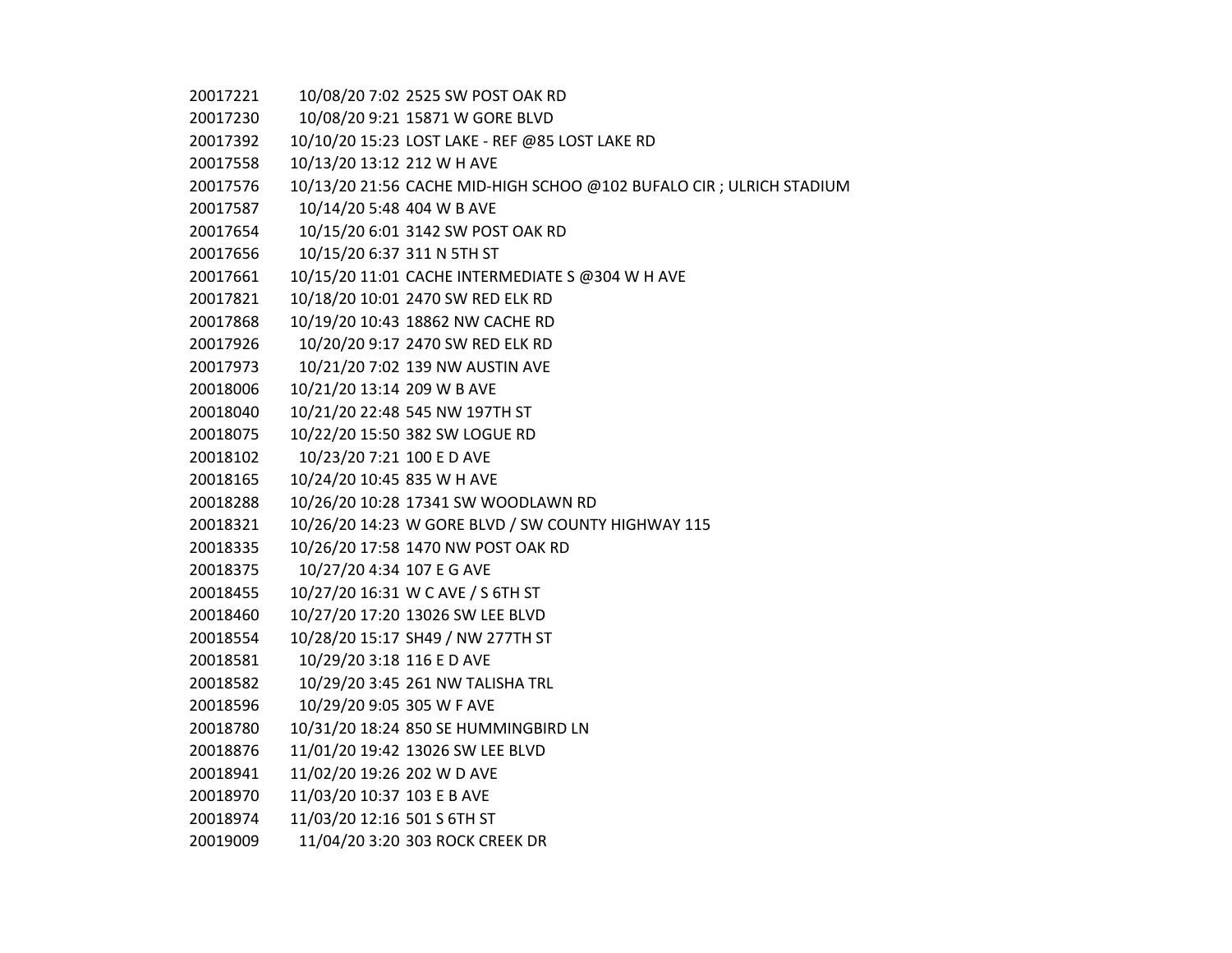| | | |
|---|---|---|
| 20017221 | 10/08/20 7:02 | 2525 SW POST OAK RD |
| 20017230 | 10/08/20 9:21 | 15871 W GORE BLVD |
| 20017392 | 10/10/20 15:23 | LOST LAKE - REF @85 LOST LAKE RD |
| 20017558 | 10/13/20 13:12 | 212 W H AVE |
| 20017576 | 10/13/20 21:56 | CACHE MID-HIGH SCHOO @102 BUFALO CIR ; ULRICH STADIUM |
| 20017587 | 10/14/20 5:48 | 404 W B AVE |
| 20017654 | 10/15/20 6:01 | 3142 SW POST OAK RD |
| 20017656 | 10/15/20 6:37 | 311 N 5TH ST |
| 20017661 | 10/15/20 11:01 | CACHE INTERMEDIATE S @304 W H AVE |
| 20017821 | 10/18/20 10:01 | 2470 SW RED ELK RD |
| 20017868 | 10/19/20 10:43 | 18862 NW CACHE RD |
| 20017926 | 10/20/20 9:17 | 2470 SW RED ELK RD |
| 20017973 | 10/21/20 7:02 | 139 NW AUSTIN AVE |
| 20018006 | 10/21/20 13:14 | 209 W B AVE |
| 20018040 | 10/21/20 22:48 | 545 NW 197TH ST |
| 20018075 | 10/22/20 15:50 | 382 SW LOGUE RD |
| 20018102 | 10/23/20 7:21 | 100 E D AVE |
| 20018165 | 10/24/20 10:45 | 835 W H AVE |
| 20018288 | 10/26/20 10:28 | 17341 SW WOODLAWN RD |
| 20018321 | 10/26/20 14:23 | W GORE BLVD / SW COUNTY HIGHWAY 115 |
| 20018335 | 10/26/20 17:58 | 1470 NW POST OAK RD |
| 20018375 | 10/27/20 4:34 | 107 E G AVE |
| 20018455 | 10/27/20 16:31 | W C AVE / S 6TH ST |
| 20018460 | 10/27/20 17:20 | 13026 SW LEE BLVD |
| 20018554 | 10/28/20 15:17 | SH49 / NW 277TH ST |
| 20018581 | 10/29/20 3:18 | 116 E D AVE |
| 20018582 | 10/29/20 3:45 | 261 NW TALISHA TRL |
| 20018596 | 10/29/20 9:05 | 305 W F AVE |
| 20018780 | 10/31/20 18:24 | 850 SE HUMMINGBIRD LN |
| 20018876 | 11/01/20 19:42 | 13026 SW LEE BLVD |
| 20018941 | 11/02/20 19:26 | 202 W D AVE |
| 20018970 | 11/03/20 10:37 | 103 E B AVE |
| 20018974 | 11/03/20 12:16 | 501 S 6TH ST |
| 20019009 | 11/04/20 3:20 | 303 ROCK CREEK DR |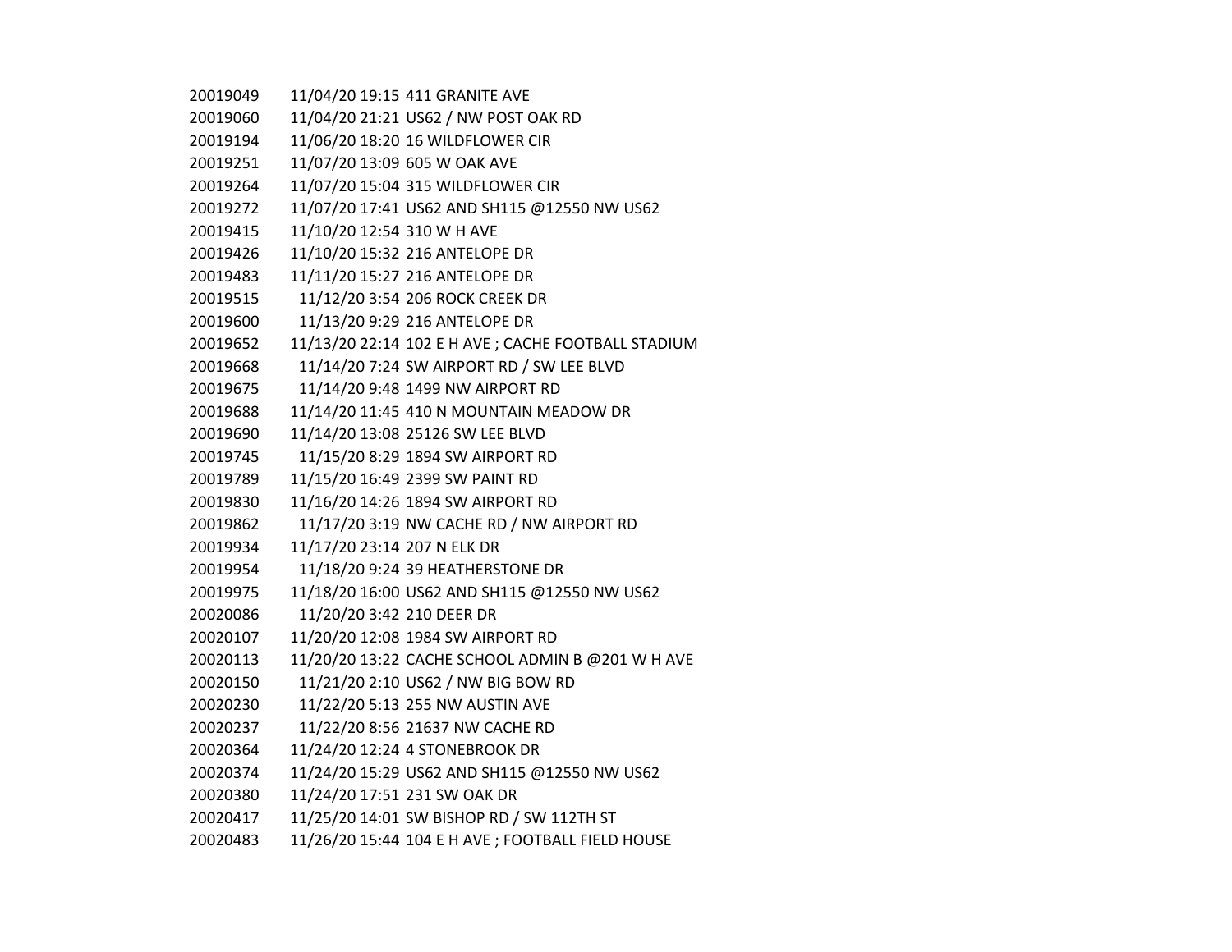| | | |
|---|---|---|
| 20019049 | 11/04/20 19:15 | 411 GRANITE AVE |
| 20019060 | 11/04/20 21:21 | US62 / NW POST OAK RD |
| 20019194 | 11/06/20 18:20 | 16 WILDFLOWER CIR |
| 20019251 | 11/07/20 13:09 | 605 W OAK AVE |
| 20019264 | 11/07/20 15:04 | 315 WILDFLOWER CIR |
| 20019272 | 11/07/20 17:41 | US62 AND SH115 @12550 NW US62 |
| 20019415 | 11/10/20 12:54 | 310 W H AVE |
| 20019426 | 11/10/20 15:32 | 216 ANTELOPE DR |
| 20019483 | 11/11/20 15:27 | 216 ANTELOPE DR |
| 20019515 | 11/12/20 3:54 | 206 ROCK CREEK DR |
| 20019600 | 11/13/20 9:29 | 216 ANTELOPE DR |
| 20019652 | 11/13/20 22:14 | 102 E H AVE ; CACHE FOOTBALL STADIUM |
| 20019668 | 11/14/20 7:24 | SW AIRPORT RD / SW LEE BLVD |
| 20019675 | 11/14/20 9:48 | 1499 NW AIRPORT RD |
| 20019688 | 11/14/20 11:45 | 410 N MOUNTAIN MEADOW DR |
| 20019690 | 11/14/20 13:08 | 25126 SW LEE BLVD |
| 20019745 | 11/15/20 8:29 | 1894 SW AIRPORT RD |
| 20019789 | 11/15/20 16:49 | 2399 SW PAINT RD |
| 20019830 | 11/16/20 14:26 | 1894 SW AIRPORT RD |
| 20019862 | 11/17/20 3:19 | NW CACHE RD / NW AIRPORT RD |
| 20019934 | 11/17/20 23:14 | 207 N ELK DR |
| 20019954 | 11/18/20 9:24 | 39 HEATHERSTONE DR |
| 20019975 | 11/18/20 16:00 | US62 AND SH115 @12550 NW US62 |
| 20020086 | 11/20/20 3:42 | 210 DEER DR |
| 20020107 | 11/20/20 12:08 | 1984 SW AIRPORT RD |
| 20020113 | 11/20/20 13:22 | CACHE SCHOOL ADMIN B @201 W H AVE |
| 20020150 | 11/21/20 2:10 | US62 / NW BIG BOW RD |
| 20020230 | 11/22/20 5:13 | 255 NW AUSTIN AVE |
| 20020237 | 11/22/20 8:56 | 21637 NW CACHE RD |
| 20020364 | 11/24/20 12:24 | 4 STONEBROOK DR |
| 20020374 | 11/24/20 15:29 | US62 AND SH115 @12550 NW US62 |
| 20020380 | 11/24/20 17:51 | 231 SW OAK DR |
| 20020417 | 11/25/20 14:01 | SW BISHOP RD / SW 112TH ST |
| 20020483 | 11/26/20 15:44 | 104 E H AVE ; FOOTBALL FIELD HOUSE |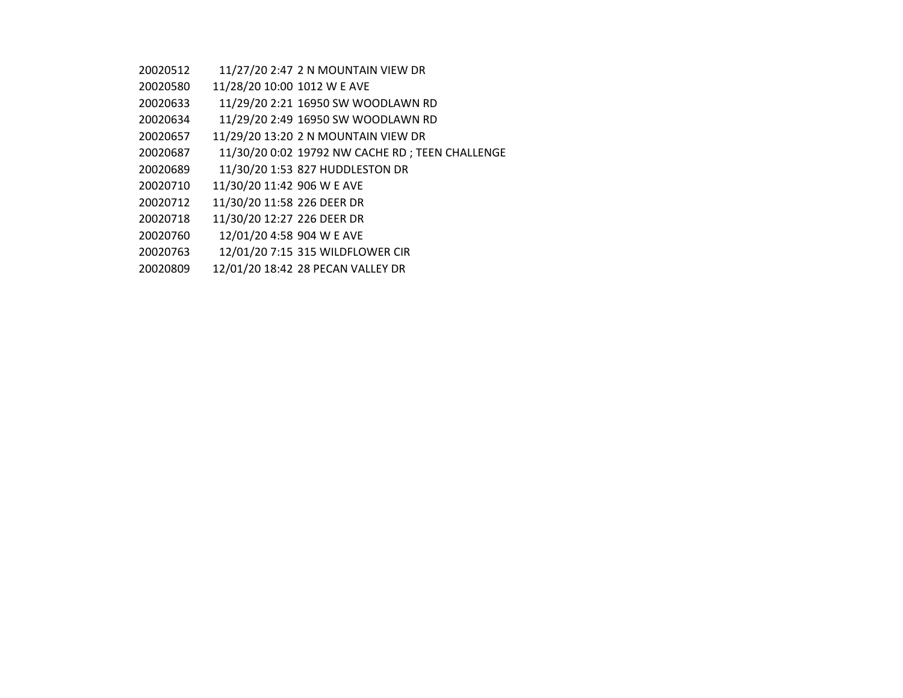| | | |
|---|---|---|
| 20020512 | 11/27/20 2:47 | 2 N MOUNTAIN VIEW DR |
| 20020580 | 11/28/20 10:00 | 1012 W E AVE |
| 20020633 | 11/29/20 2:21 | 16950 SW WOODLAWN RD |
| 20020634 | 11/29/20 2:49 | 16950 SW WOODLAWN RD |
| 20020657 | 11/29/20 13:20 | 2 N MOUNTAIN VIEW DR |
| 20020687 | 11/30/20 0:02 | 19792 NW CACHE RD ; TEEN CHALLENGE |
| 20020689 | 11/30/20 1:53 | 827 HUDDLESTON DR |
| 20020710 | 11/30/20 11:42 | 906 W E AVE |
| 20020712 | 11/30/20 11:58 | 226 DEER DR |
| 20020718 | 11/30/20 12:27 | 226 DEER DR |
| 20020760 | 12/01/20 4:58 | 904 W E AVE |
| 20020763 | 12/01/20 7:15 | 315 WILDFLOWER CIR |
| 20020809 | 12/01/20 18:42 | 28 PECAN VALLEY DR |